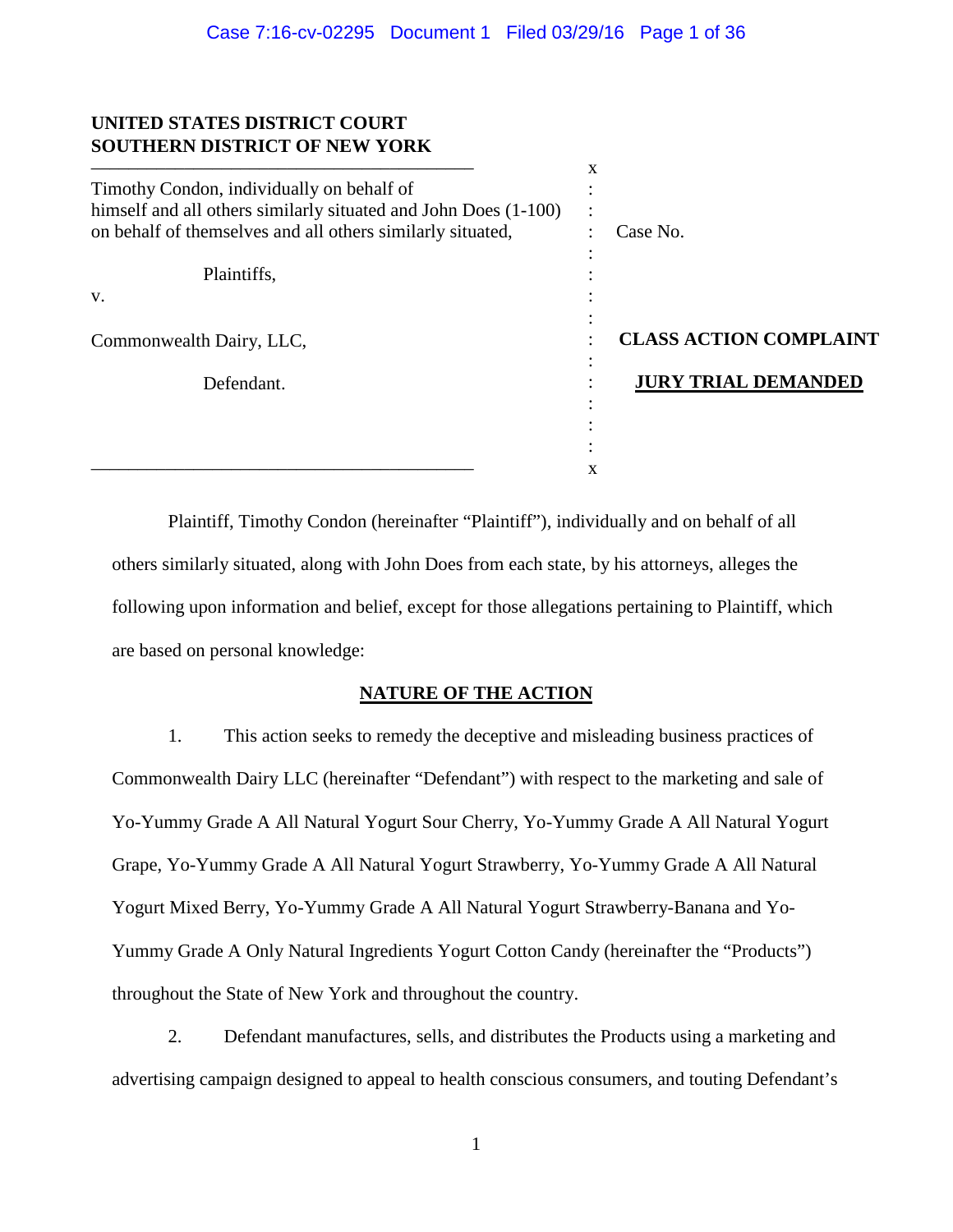**UNITED STATES DISTRICT COURT**
**SOUTHERN DISTRICT OF NEW YORK**

| | |
|---|---|
| Timothy Condon, individually on behalf of himself and all others similarly situated and John Does (1-100) on behalf of themselves and all others similarly situated, | Case No. |
| Plaintiffs, | |
| v. | |
| Commonwealth Dairy, LLC, | **CLASS ACTION COMPLAINT** |
| Defendant. | **JURY TRIAL DEMANDED** |

Plaintiff, Timothy Condon (hereinafter "Plaintiff"), individually and on behalf of all others similarly situated, along with John Does from each state, by his attorneys, alleges the following upon information and belief, except for those allegations pertaining to Plaintiff, which are based on personal knowledge:

## NATURE OF THE ACTION

1. This action seeks to remedy the deceptive and misleading business practices of Commonwealth Dairy LLC (hereinafter "Defendant") with respect to the marketing and sale of Yo-Yummy Grade A All Natural Yogurt Sour Cherry, Yo-Yummy Grade A All Natural Yogurt Grape, Yo-Yummy Grade A All Natural Yogurt Strawberry, Yo-Yummy Grade A All Natural Yogurt Mixed Berry, Yo-Yummy Grade A All Natural Yogurt Strawberry-Banana and Yo-Yummy Grade A Only Natural Ingredients Yogurt Cotton Candy (hereinafter the "Products") throughout the State of New York and throughout the country.

2. Defendant manufactures, sells, and distributes the Products using a marketing and advertising campaign designed to appeal to health conscious consumers, and touting Defendant's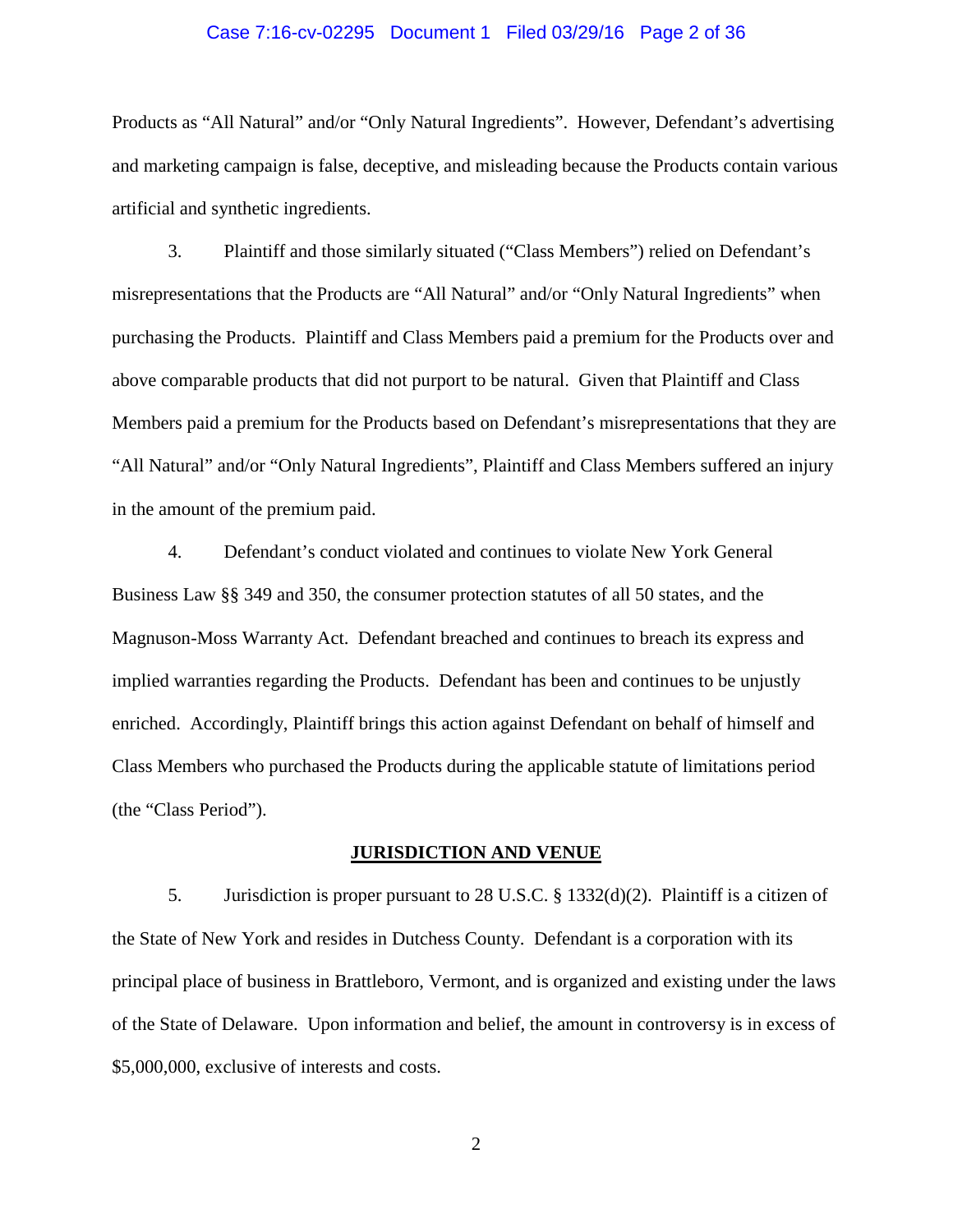Products as “All Natural” and/or “Only Natural Ingredients”. However, Defendant’s advertising and marketing campaign is false, deceptive, and misleading because the Products contain various artificial and synthetic ingredients.

3. Plaintiff and those similarly situated (“Class Members”) relied on Defendant’s misrepresentations that the Products are “All Natural” and/or “Only Natural Ingredients” when purchasing the Products. Plaintiff and Class Members paid a premium for the Products over and above comparable products that did not purport to be natural. Given that Plaintiff and Class Members paid a premium for the Products based on Defendant’s misrepresentations that they are “All Natural” and/or “Only Natural Ingredients”, Plaintiff and Class Members suffered an injury in the amount of the premium paid.

4. Defendant’s conduct violated and continues to violate New York General Business Law §§ 349 and 350, the consumer protection statutes of all 50 states, and the Magnuson-Moss Warranty Act. Defendant breached and continues to breach its express and implied warranties regarding the Products. Defendant has been and continues to be unjustly enriched. Accordingly, Plaintiff brings this action against Defendant on behalf of himself and Class Members who purchased the Products during the applicable statute of limitations period (the “Class Period”).

## JURISDICTION AND VENUE

5. Jurisdiction is proper pursuant to 28 U.S.C. § 1332(d)(2). Plaintiff is a citizen of the State of New York and resides in Dutchess County. Defendant is a corporation with its principal place of business in Brattleboro, Vermont, and is organized and existing under the laws of the State of Delaware. Upon information and belief, the amount in controversy is in excess of $5,000,000, exclusive of interests and costs.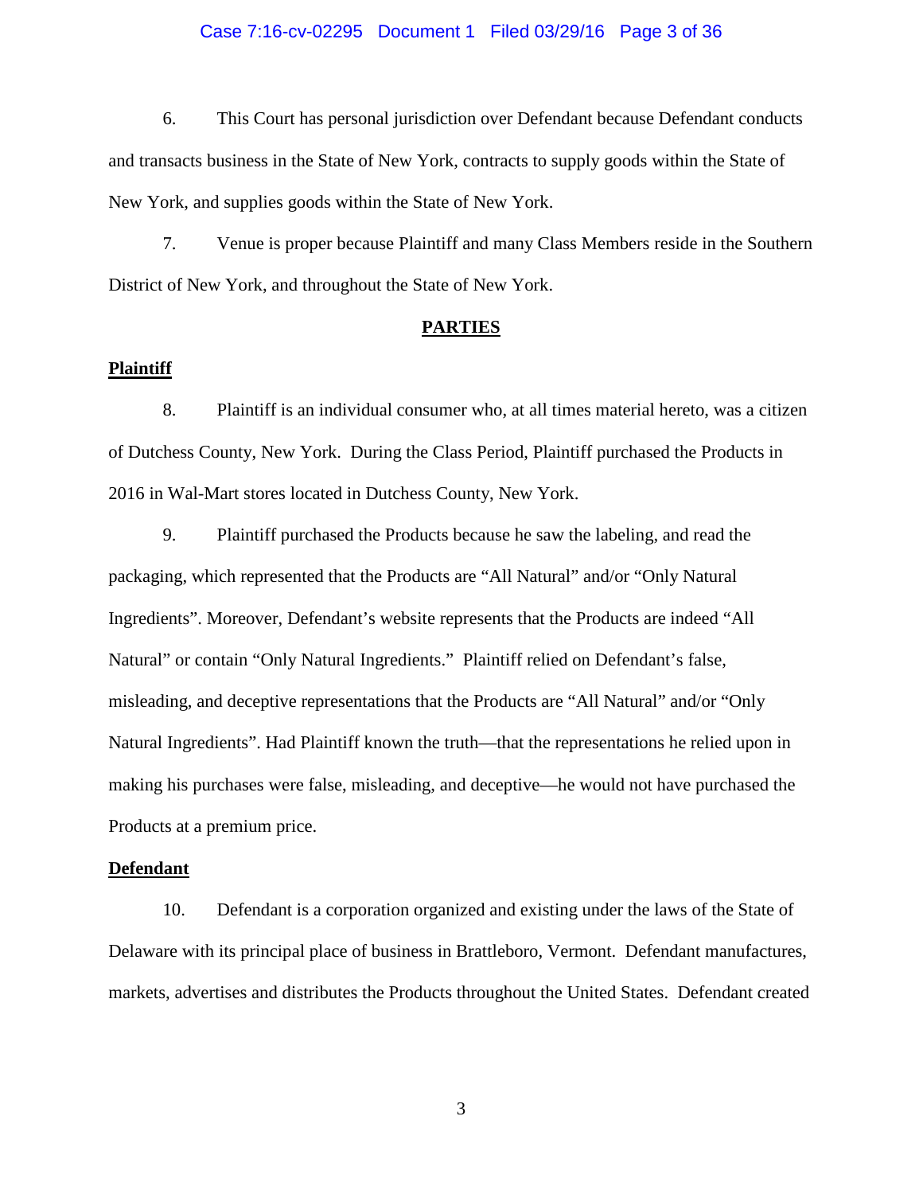6. This Court has personal jurisdiction over Defendant because Defendant conducts and transacts business in the State of New York, contracts to supply goods within the State of New York, and supplies goods within the State of New York.

7. Venue is proper because Plaintiff and many Class Members reside in the Southern District of New York, and throughout the State of New York.

## PARTIES

### Plaintiff

8. Plaintiff is an individual consumer who, at all times material hereto, was a citizen of Dutchess County, New York. During the Class Period, Plaintiff purchased the Products in 2016 in Wal-Mart stores located in Dutchess County, New York.

9. Plaintiff purchased the Products because he saw the labeling, and read the packaging, which represented that the Products are "All Natural" and/or "Only Natural Ingredients". Moreover, Defendant's website represents that the Products are indeed "All Natural" or contain "Only Natural Ingredients." Plaintiff relied on Defendant's false, misleading, and deceptive representations that the Products are "All Natural" and/or "Only Natural Ingredients". Had Plaintiff known the truth—that the representations he relied upon in making his purchases were false, misleading, and deceptive—he would not have purchased the Products at a premium price.

### Defendant

10. Defendant is a corporation organized and existing under the laws of the State of Delaware with its principal place of business in Brattleboro, Vermont. Defendant manufactures, markets, advertises and distributes the Products throughout the United States. Defendant created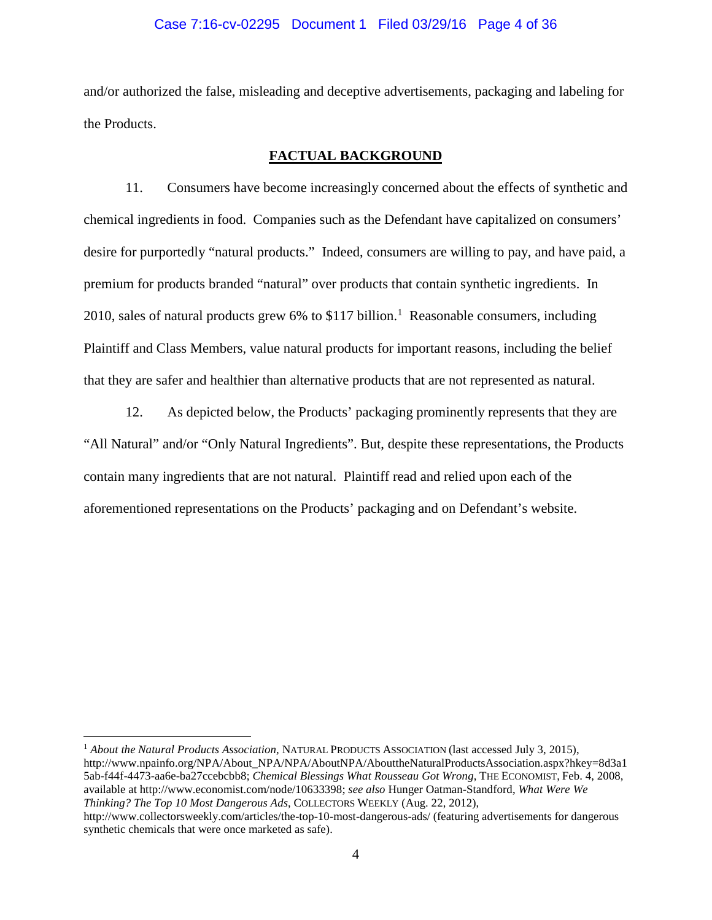and/or authorized the false, misleading and deceptive advertisements, packaging and labeling for the Products.

## FACTUAL BACKGROUND

11. Consumers have become increasingly concerned about the effects of synthetic and chemical ingredients in food. Companies such as the Defendant have capitalized on consumers' desire for purportedly "natural products." Indeed, consumers are willing to pay, and have paid, a premium for products branded "natural" over products that contain synthetic ingredients. In 2010, sales of natural products grew 6% to $117 billion.[1] Reasonable consumers, including Plaintiff and Class Members, value natural products for important reasons, including the belief that they are safer and healthier than alternative products that are not represented as natural.

12. As depicted below, the Products' packaging prominently represents that they are "All Natural" and/or "Only Natural Ingredients". But, despite these representations, the Products contain many ingredients that are not natural. Plaintiff read and relied upon each of the aforementioned representations on the Products' packaging and on Defendant's website.

---

[1] *About the Natural Products Association,* NATURAL PRODUCTS ASSOCIATION (last accessed July 3, 2015), http://www.npainfo.org/NPA/About_NPA/NPA/AboutNPA/AbouttheNaturalProductsAssociation.aspx?hkey=8d3a15ab-f44f-4473-aa6e-ba27ccebcbb8; *Chemical Blessings What Rousseau Got Wrong*, THE ECONOMIST, Feb. 4, 2008, available at http://www.economist.com/node/10633398; *see also* Hunger Oatman-Standford, *What Were We Thinking? The Top 10 Most Dangerous Ads*, COLLECTORS WEEKLY (Aug. 22, 2012), http://www.collectorsweekly.com/articles/the-top-10-most-dangerous-ads/ (featuring advertisements for dangerous synthetic chemicals that were once marketed as safe).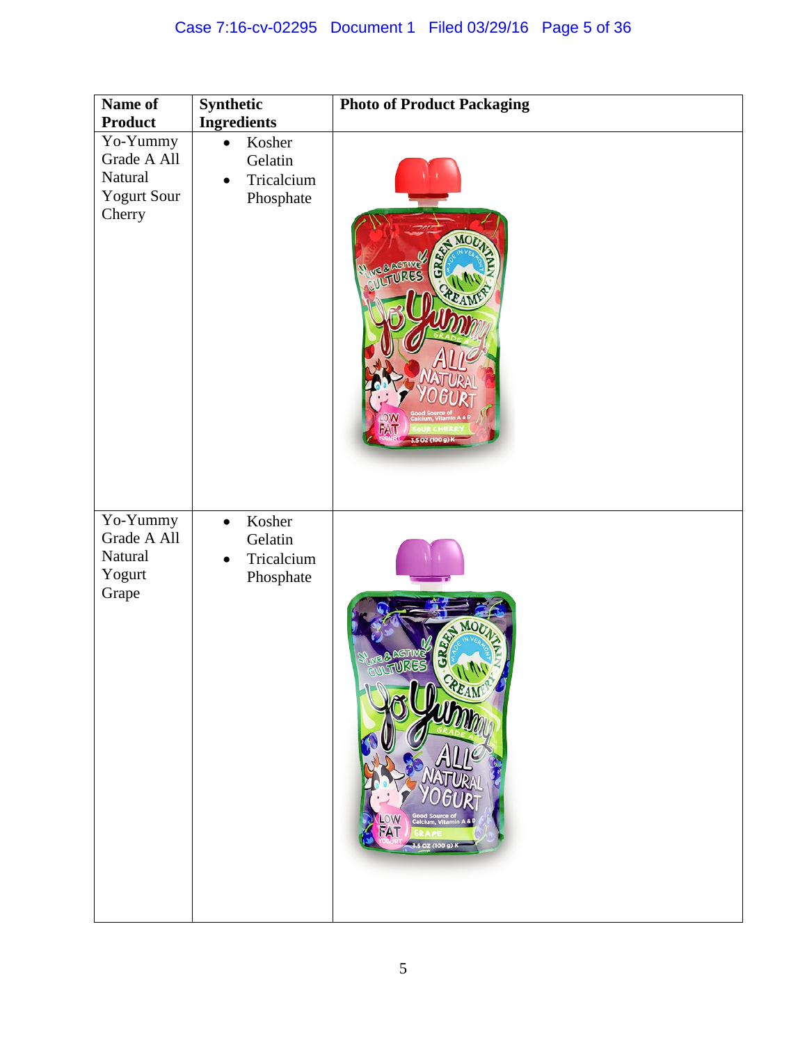| Name of Product | Synthetic Ingredients | Photo of Product Packaging |
| --- | --- | --- |
| Yo-Yummy Grade A All Natural Yogurt Sour Cherry | • Kosher Gelatin<br>• Tricalcium Phosphate | |
| Yo-Yummy Grade A All Natural Yogurt Grape | • Kosher Gelatin<br>• Tricalcium Phosphate | |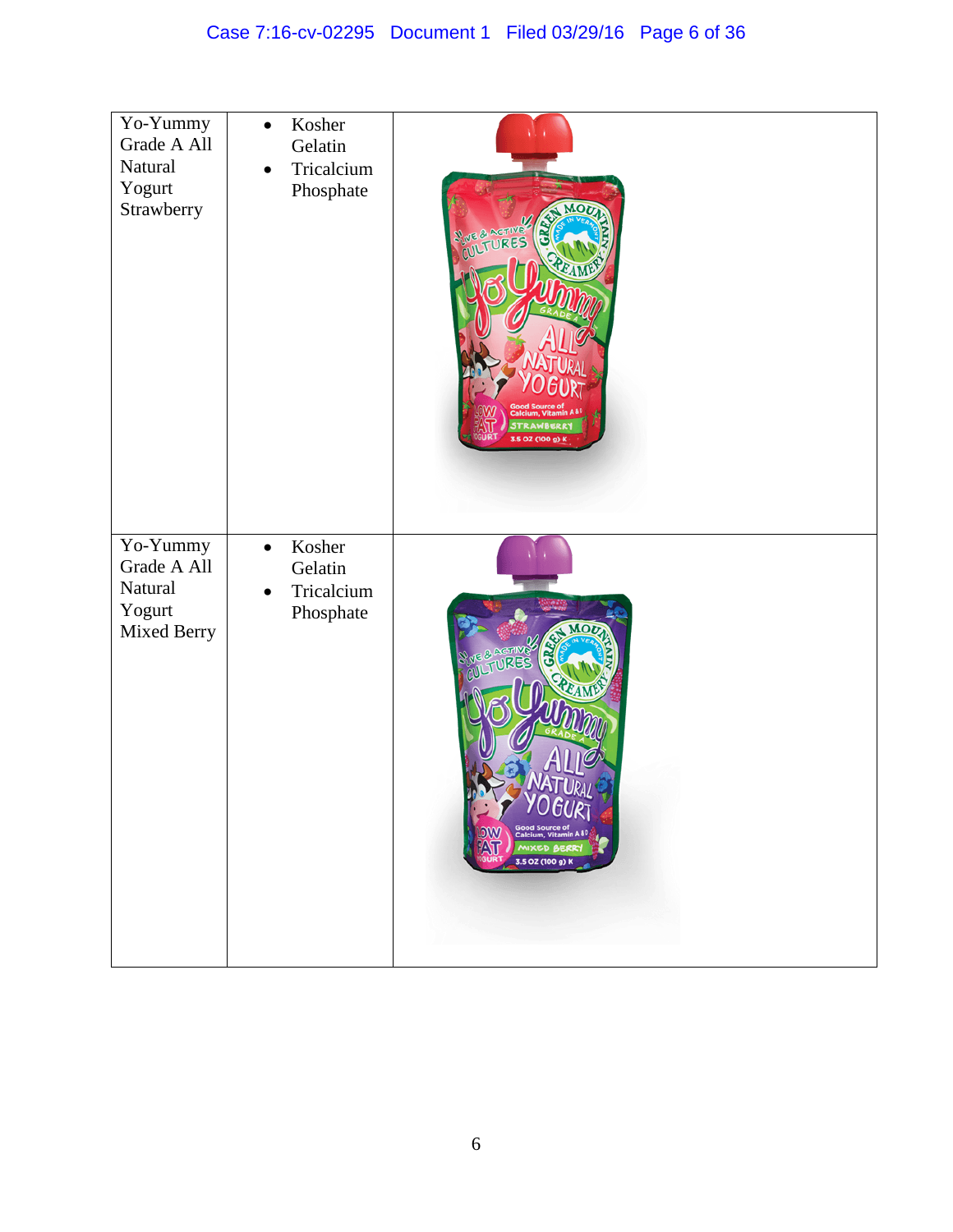| | | |
|---|---|---|
| Yo-Yummy Grade A All Natural Yogurt Strawberry | • Kosher Gelatin<br>• Tricalcium Phosphate | |
| Yo-Yummy Grade A All Natural Yogurt Mixed Berry | • Kosher Gelatin<br>• Tricalcium Phosphate | |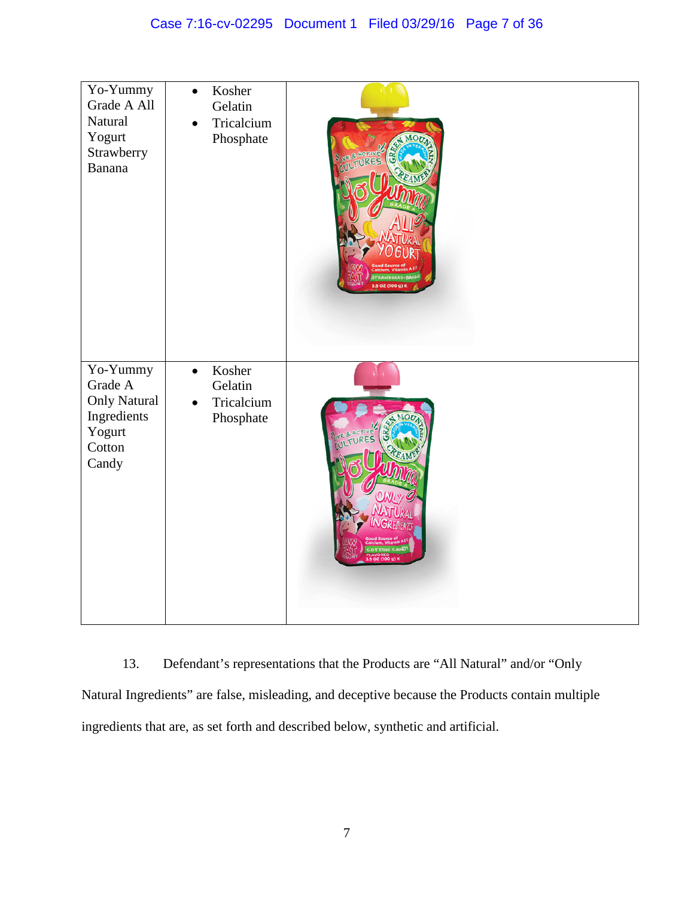| | | |
|---|---|---|
| Yo-Yummy Grade A All Natural Yogurt Strawberry Banana | • Kosher Gelatin<br>• Tricalcium Phosphate | |
| Yo-Yummy Grade A Only Natural Ingredients Yogurt Cotton Candy | • Kosher Gelatin<br>• Tricalcium Phosphate | |

13. Defendant's representations that the Products are "All Natural" and/or "Only Natural Ingredients" are false, misleading, and deceptive because the Products contain multiple ingredients that are, as set forth and described below, synthetic and artificial.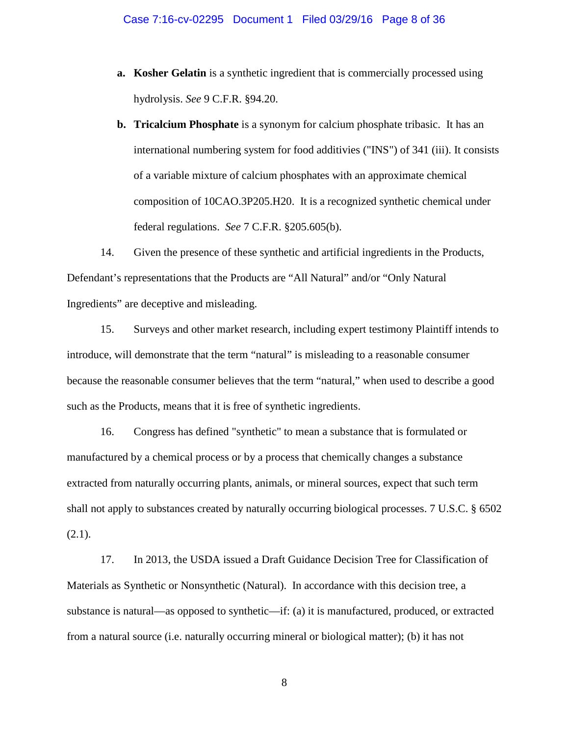- **a. Kosher Gelatin** is a synthetic ingredient that is commercially processed using hydrolysis. *See* 9 C.F.R. §94.20.
- **b. Tricalcium Phosphate** is a synonym for calcium phosphate tribasic. It has an international numbering system for food additivies ("INS") of 341 (iii). It consists of a variable mixture of calcium phosphates with an approximate chemical composition of 10CAO.3P205.H20. It is a recognized synthetic chemical under federal regulations. *See* 7 C.F.R. §205.605(b).

14. Given the presence of these synthetic and artificial ingredients in the Products, Defendant's representations that the Products are "All Natural" and/or "Only Natural Ingredients" are deceptive and misleading.

15. Surveys and other market research, including expert testimony Plaintiff intends to introduce, will demonstrate that the term "natural" is misleading to a reasonable consumer because the reasonable consumer believes that the term "natural," when used to describe a good such as the Products, means that it is free of synthetic ingredients.

16. Congress has defined "synthetic" to mean a substance that is formulated or manufactured by a chemical process or by a process that chemically changes a substance extracted from naturally occurring plants, animals, or mineral sources, expect that such term shall not apply to substances created by naturally occurring biological processes. 7 U.S.C. § 6502 (2.1).

17. In 2013, the USDA issued a Draft Guidance Decision Tree for Classification of Materials as Synthetic or Nonsynthetic (Natural). In accordance with this decision tree, a substance is natural—as opposed to synthetic—if: (a) it is manufactured, produced, or extracted from a natural source (i.e. naturally occurring mineral or biological matter); (b) it has not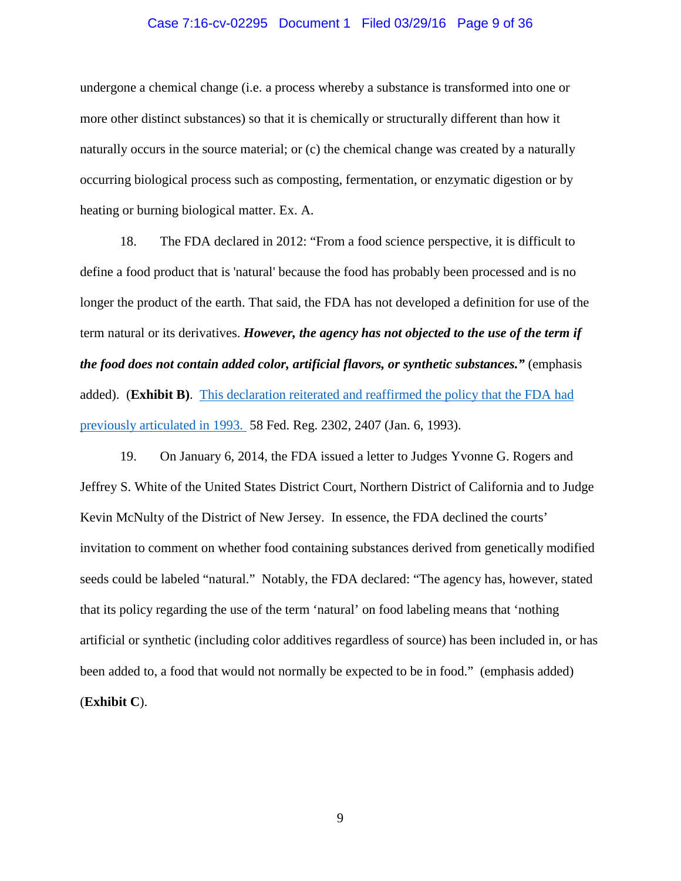undergone a chemical change (i.e. a process whereby a substance is transformed into one or more other distinct substances) so that it is chemically or structurally different than how it naturally occurs in the source material; or (c) the chemical change was created by a naturally occurring biological process such as composting, fermentation, or enzymatic digestion or by heating or burning biological matter. Ex. A.

18. The FDA declared in 2012: "From a food science perspective, it is difficult to define a food product that is 'natural' because the food has probably been processed and is no longer the product of the earth. That said, the FDA has not developed a definition for use of the term natural or its derivatives. ***However, the agency has not objected to the use of the term if the food does not contain added color, artificial flavors, or synthetic substances."*** (emphasis added). (**Exhibit B**). This declaration reiterated and reaffirmed the policy that the FDA had previously articulated in 1993. 58 Fed. Reg. 2302, 2407 (Jan. 6, 1993).

19. On January 6, 2014, the FDA issued a letter to Judges Yvonne G. Rogers and Jeffrey S. White of the United States District Court, Northern District of California and to Judge Kevin McNulty of the District of New Jersey. In essence, the FDA declined the courts' invitation to comment on whether food containing substances derived from genetically modified seeds could be labeled "natural." Notably, the FDA declared: "The agency has, however, stated that its policy regarding the use of the term 'natural' on food labeling means that 'nothing artificial or synthetic (including color additives regardless of source) has been included in, or has been added to, a food that would not normally be expected to be in food." (emphasis added) (**Exhibit C**).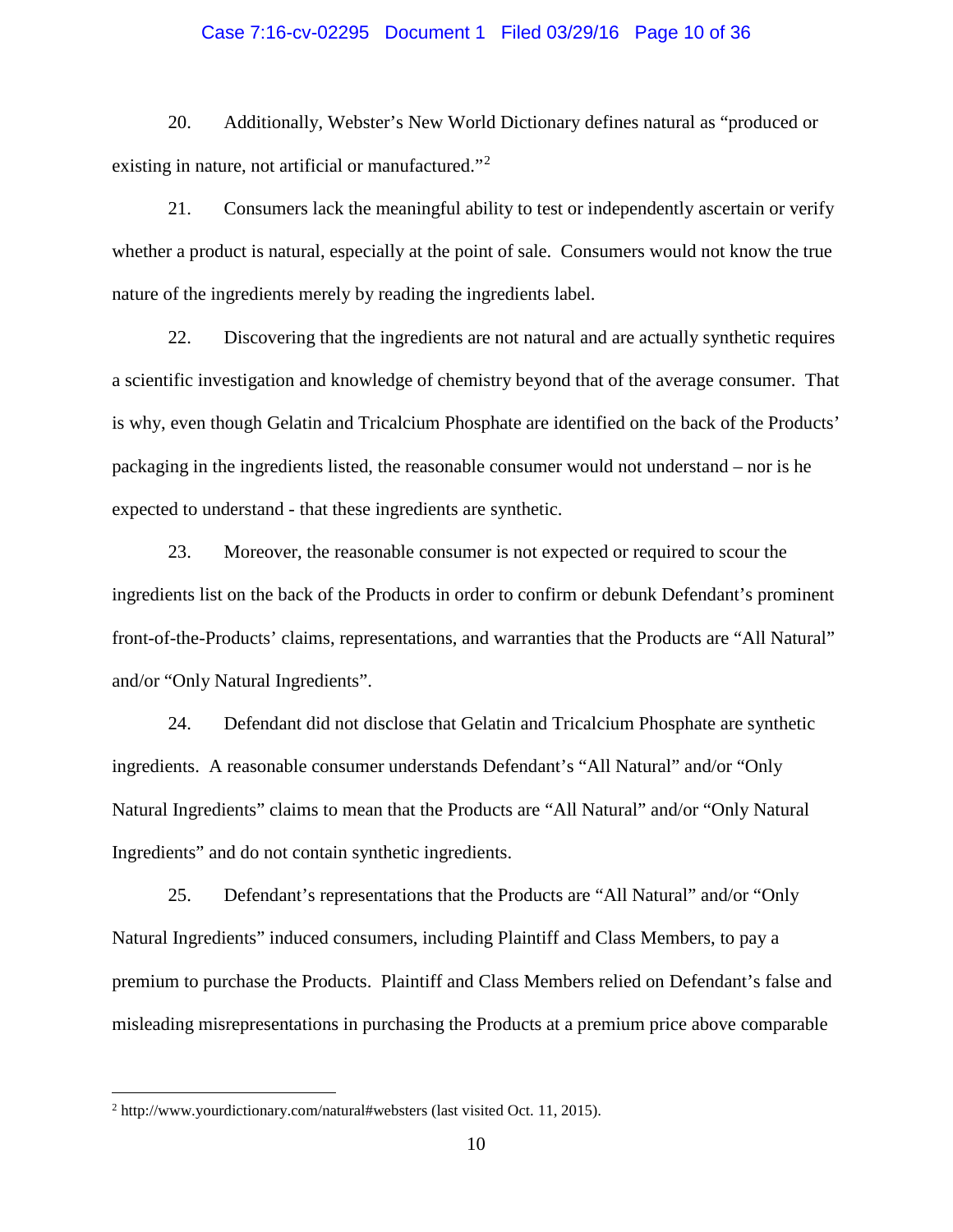20. Additionally, Webster's New World Dictionary defines natural as "produced or existing in nature, not artificial or manufactured."[2]

21. Consumers lack the meaningful ability to test or independently ascertain or verify whether a product is natural, especially at the point of sale. Consumers would not know the true nature of the ingredients merely by reading the ingredients label.

22. Discovering that the ingredients are not natural and are actually synthetic requires a scientific investigation and knowledge of chemistry beyond that of the average consumer. That is why, even though Gelatin and Tricalcium Phosphate are identified on the back of the Products' packaging in the ingredients listed, the reasonable consumer would not understand – nor is he expected to understand - that these ingredients are synthetic.

23. Moreover, the reasonable consumer is not expected or required to scour the ingredients list on the back of the Products in order to confirm or debunk Defendant's prominent front-of-the-Products' claims, representations, and warranties that the Products are "All Natural" and/or "Only Natural Ingredients".

24. Defendant did not disclose that Gelatin and Tricalcium Phosphate are synthetic ingredients. A reasonable consumer understands Defendant's "All Natural" and/or "Only Natural Ingredients" claims to mean that the Products are "All Natural" and/or "Only Natural Ingredients" and do not contain synthetic ingredients.

25. Defendant's representations that the Products are "All Natural" and/or "Only Natural Ingredients" induced consumers, including Plaintiff and Class Members, to pay a premium to purchase the Products. Plaintiff and Class Members relied on Defendant's false and misleading misrepresentations in purchasing the Products at a premium price above comparable

---

[2] http://www.yourdictionary.com/natural#websters (last visited Oct. 11, 2015).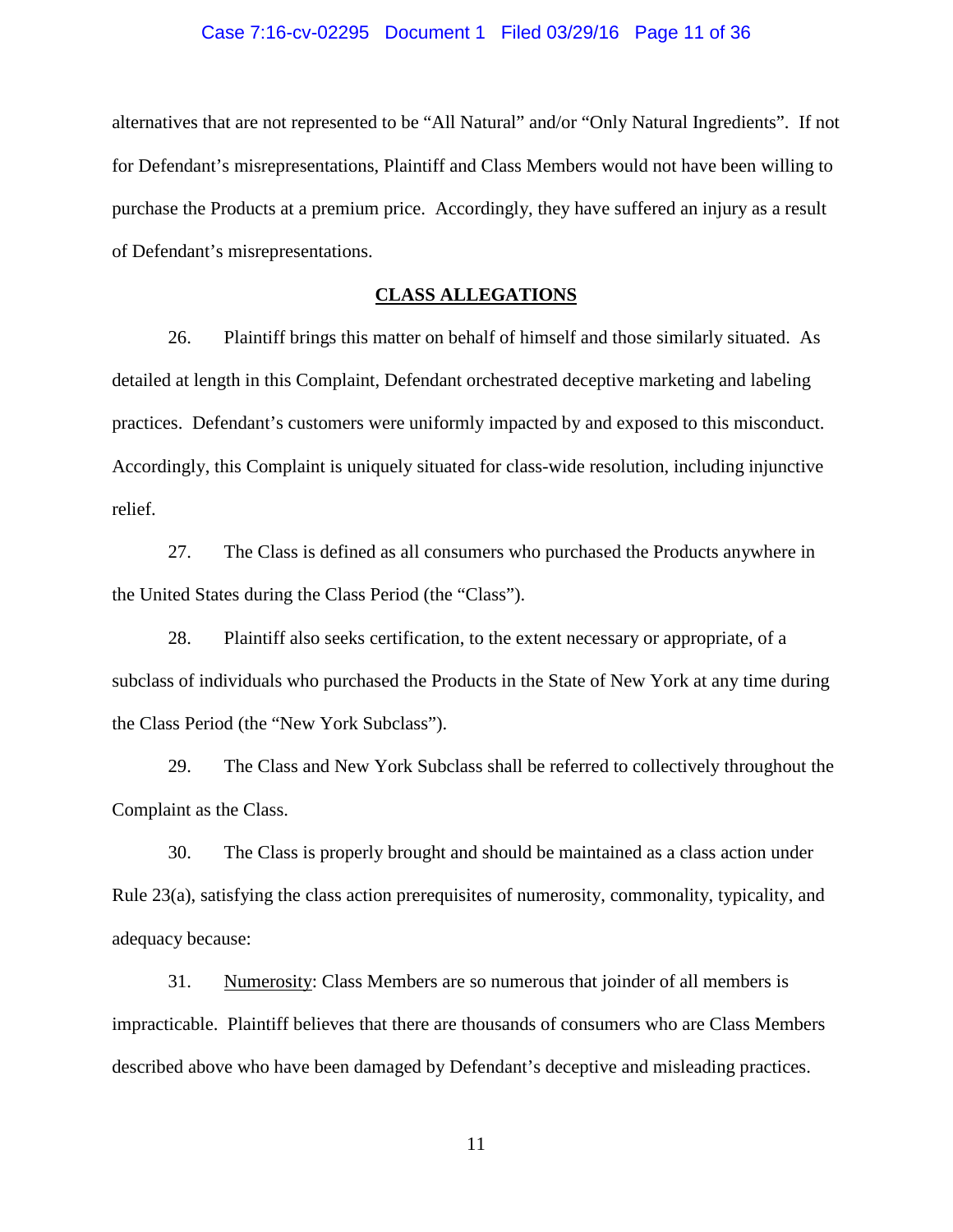alternatives that are not represented to be "All Natural" and/or "Only Natural Ingredients". If not for Defendant's misrepresentations, Plaintiff and Class Members would not have been willing to purchase the Products at a premium price. Accordingly, they have suffered an injury as a result of Defendant's misrepresentations.

## CLASS ALLEGATIONS

26. Plaintiff brings this matter on behalf of himself and those similarly situated. As detailed at length in this Complaint, Defendant orchestrated deceptive marketing and labeling practices. Defendant's customers were uniformly impacted by and exposed to this misconduct. Accordingly, this Complaint is uniquely situated for class-wide resolution, including injunctive relief.

27. The Class is defined as all consumers who purchased the Products anywhere in the United States during the Class Period (the "Class").

28. Plaintiff also seeks certification, to the extent necessary or appropriate, of a subclass of individuals who purchased the Products in the State of New York at any time during the Class Period (the "New York Subclass").

29. The Class and New York Subclass shall be referred to collectively throughout the Complaint as the Class.

30. The Class is properly brought and should be maintained as a class action under Rule 23(a), satisfying the class action prerequisites of numerosity, commonality, typicality, and adequacy because:

31. Numerosity: Class Members are so numerous that joinder of all members is impracticable. Plaintiff believes that there are thousands of consumers who are Class Members described above who have been damaged by Defendant's deceptive and misleading practices.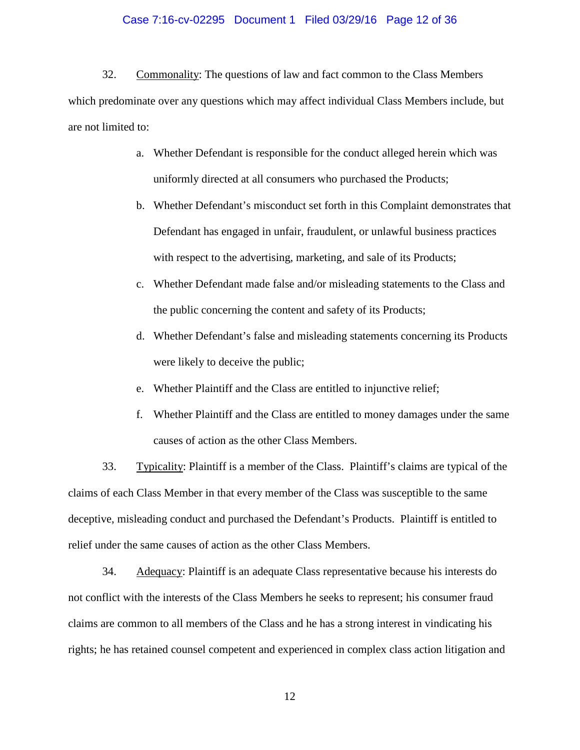32. Commonality: The questions of law and fact common to the Class Members which predominate over any questions which may affect individual Class Members include, but are not limited to:

a. Whether Defendant is responsible for the conduct alleged herein which was uniformly directed at all consumers who purchased the Products;

b. Whether Defendant's misconduct set forth in this Complaint demonstrates that Defendant has engaged in unfair, fraudulent, or unlawful business practices with respect to the advertising, marketing, and sale of its Products;

c. Whether Defendant made false and/or misleading statements to the Class and the public concerning the content and safety of its Products;

d. Whether Defendant's false and misleading statements concerning its Products were likely to deceive the public;

e. Whether Plaintiff and the Class are entitled to injunctive relief;

f. Whether Plaintiff and the Class are entitled to money damages under the same causes of action as the other Class Members.

33. Typicality: Plaintiff is a member of the Class. Plaintiff's claims are typical of the claims of each Class Member in that every member of the Class was susceptible to the same deceptive, misleading conduct and purchased the Defendant's Products. Plaintiff is entitled to relief under the same causes of action as the other Class Members.

34. Adequacy: Plaintiff is an adequate Class representative because his interests do not conflict with the interests of the Class Members he seeks to represent; his consumer fraud claims are common to all members of the Class and he has a strong interest in vindicating his rights; he has retained counsel competent and experienced in complex class action litigation and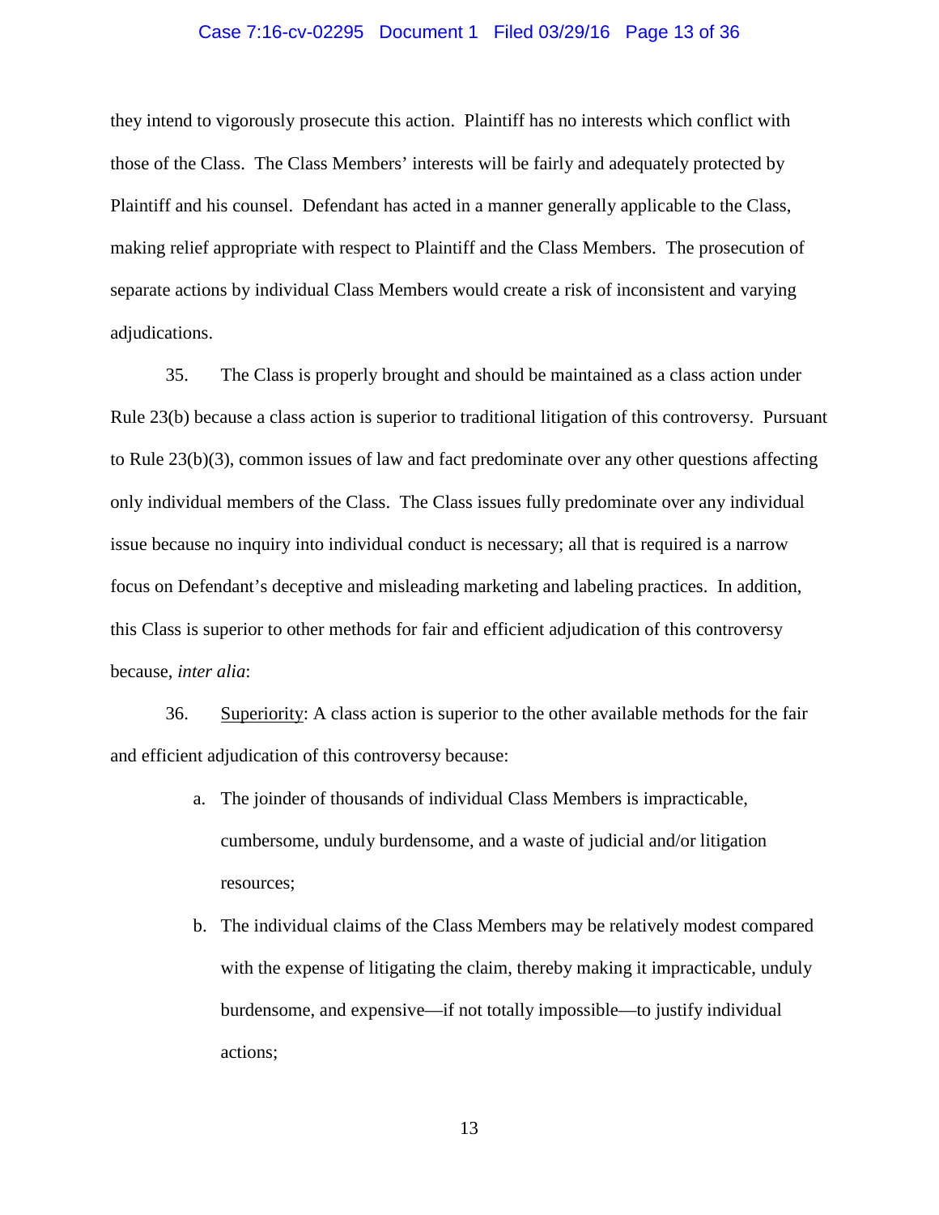they intend to vigorously prosecute this action. Plaintiff has no interests which conflict with those of the Class. The Class Members' interests will be fairly and adequately protected by Plaintiff and his counsel. Defendant has acted in a manner generally applicable to the Class, making relief appropriate with respect to Plaintiff and the Class Members. The prosecution of separate actions by individual Class Members would create a risk of inconsistent and varying adjudications.

35. The Class is properly brought and should be maintained as a class action under Rule 23(b) because a class action is superior to traditional litigation of this controversy. Pursuant to Rule 23(b)(3), common issues of law and fact predominate over any other questions affecting only individual members of the Class. The Class issues fully predominate over any individual issue because no inquiry into individual conduct is necessary; all that is required is a narrow focus on Defendant's deceptive and misleading marketing and labeling practices. In addition, this Class is superior to other methods for fair and efficient adjudication of this controversy because, *inter alia*:

36. Superiority: A class action is superior to the other available methods for the fair and efficient adjudication of this controversy because:

a. The joinder of thousands of individual Class Members is impracticable, cumbersome, unduly burdensome, and a waste of judicial and/or litigation resources;

b. The individual claims of the Class Members may be relatively modest compared with the expense of litigating the claim, thereby making it impracticable, unduly burdensome, and expensive—if not totally impossible—to justify individual actions;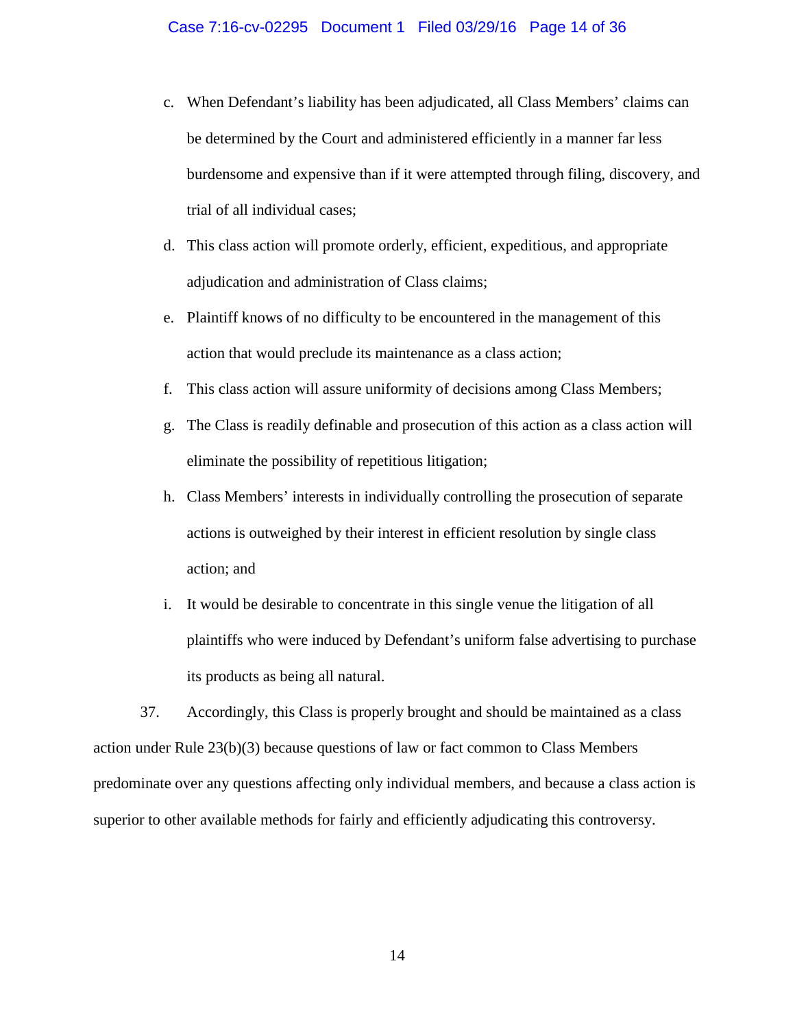c. When Defendant's liability has been adjudicated, all Class Members' claims can be determined by the Court and administered efficiently in a manner far less burdensome and expensive than if it were attempted through filing, discovery, and trial of all individual cases;

d. This class action will promote orderly, efficient, expeditious, and appropriate adjudication and administration of Class claims;

e. Plaintiff knows of no difficulty to be encountered in the management of this action that would preclude its maintenance as a class action;

f. This class action will assure uniformity of decisions among Class Members;

g. The Class is readily definable and prosecution of this action as a class action will eliminate the possibility of repetitious litigation;

h. Class Members' interests in individually controlling the prosecution of separate actions is outweighed by their interest in efficient resolution by single class action; and

i. It would be desirable to concentrate in this single venue the litigation of all plaintiffs who were induced by Defendant's uniform false advertising to purchase its products as being all natural.

37. Accordingly, this Class is properly brought and should be maintained as a class action under Rule 23(b)(3) because questions of law or fact common to Class Members predominate over any questions affecting only individual members, and because a class action is superior to other available methods for fairly and efficiently adjudicating this controversy.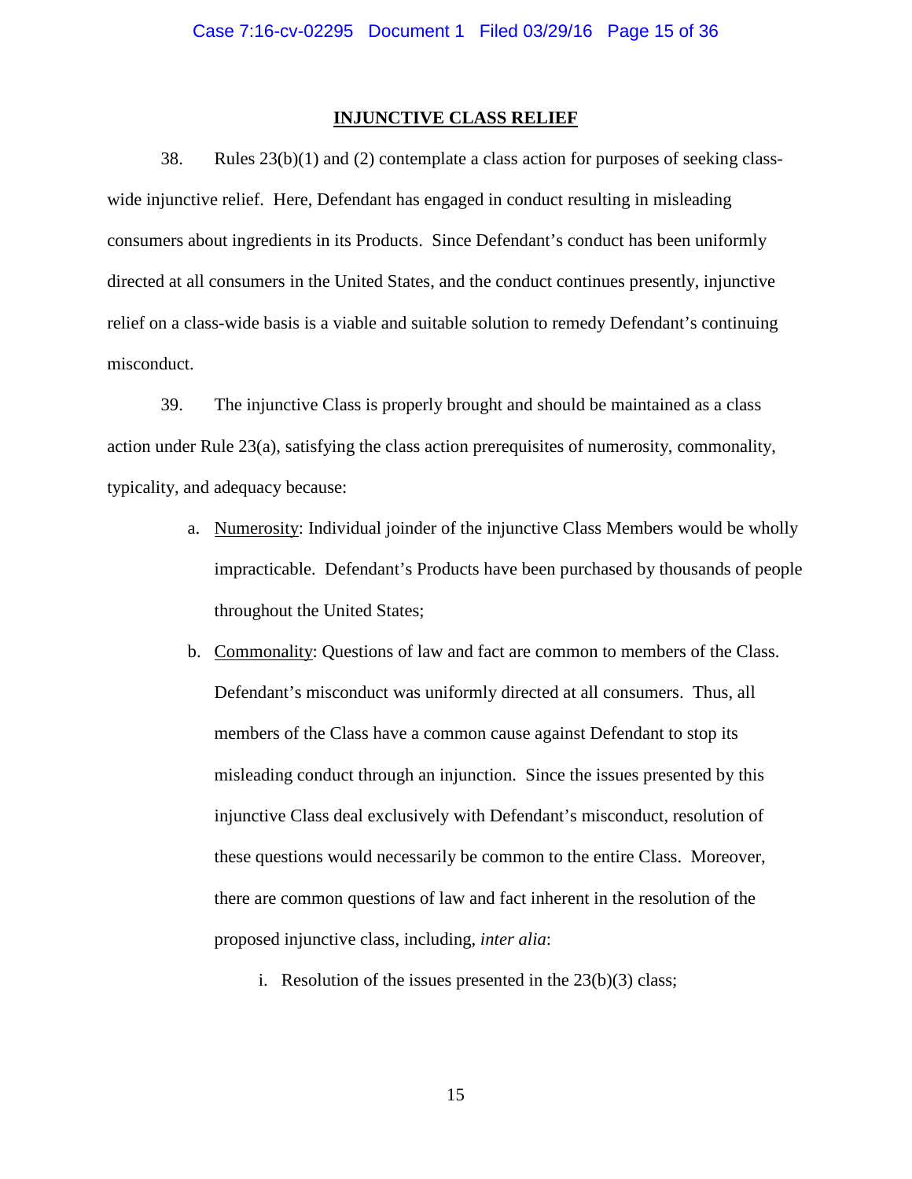## INJUNCTIVE CLASS RELIEF

38. Rules 23(b)(1) and (2) contemplate a class action for purposes of seeking class-wide injunctive relief. Here, Defendant has engaged in conduct resulting in misleading consumers about ingredients in its Products. Since Defendant's conduct has been uniformly directed at all consumers in the United States, and the conduct continues presently, injunctive relief on a class-wide basis is a viable and suitable solution to remedy Defendant's continuing misconduct.

39. The injunctive Class is properly brought and should be maintained as a class action under Rule 23(a), satisfying the class action prerequisites of numerosity, commonality, typicality, and adequacy because:

a. Numerosity: Individual joinder of the injunctive Class Members would be wholly impracticable. Defendant's Products have been purchased by thousands of people throughout the United States;

b. Commonality: Questions of law and fact are common to members of the Class. Defendant's misconduct was uniformly directed at all consumers. Thus, all members of the Class have a common cause against Defendant to stop its misleading conduct through an injunction. Since the issues presented by this injunctive Class deal exclusively with Defendant's misconduct, resolution of these questions would necessarily be common to the entire Class. Moreover, there are common questions of law and fact inherent in the resolution of the proposed injunctive class, including, *inter alia*:

   i. Resolution of the issues presented in the 23(b)(3) class;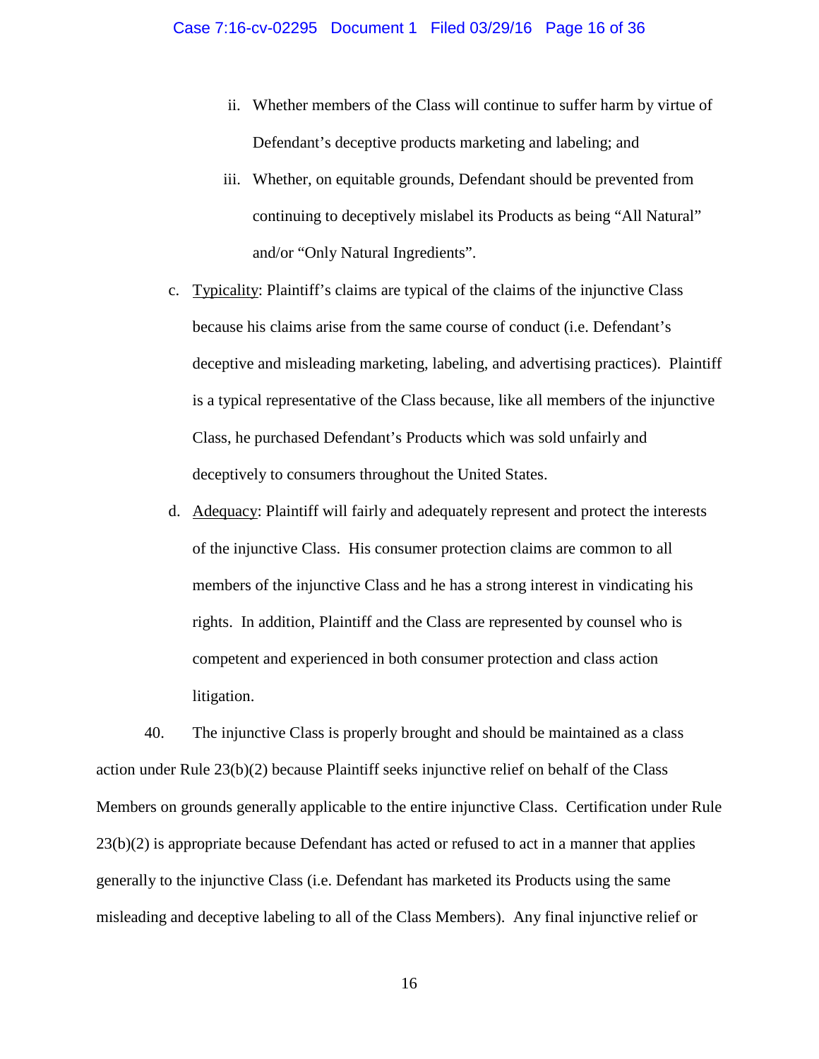ii. Whether members of the Class will continue to suffer harm by virtue of Defendant's deceptive products marketing and labeling; and

   iii. Whether, on equitable grounds, Defendant should be prevented from continuing to deceptively mislabel its Products as being "All Natural" and/or "Only Natural Ingredients".

c. Typicality: Plaintiff's claims are typical of the claims of the injunctive Class because his claims arise from the same course of conduct (i.e. Defendant's deceptive and misleading marketing, labeling, and advertising practices). Plaintiff is a typical representative of the Class because, like all members of the injunctive Class, he purchased Defendant's Products which was sold unfairly and deceptively to consumers throughout the United States.

d. Adequacy: Plaintiff will fairly and adequately represent and protect the interests of the injunctive Class. His consumer protection claims are common to all members of the injunctive Class and he has a strong interest in vindicating his rights. In addition, Plaintiff and the Class are represented by counsel who is competent and experienced in both consumer protection and class action litigation.

40. The injunctive Class is properly brought and should be maintained as a class action under Rule 23(b)(2) because Plaintiff seeks injunctive relief on behalf of the Class Members on grounds generally applicable to the entire injunctive Class. Certification under Rule 23(b)(2) is appropriate because Defendant has acted or refused to act in a manner that applies generally to the injunctive Class (i.e. Defendant has marketed its Products using the same misleading and deceptive labeling to all of the Class Members). Any final injunctive relief or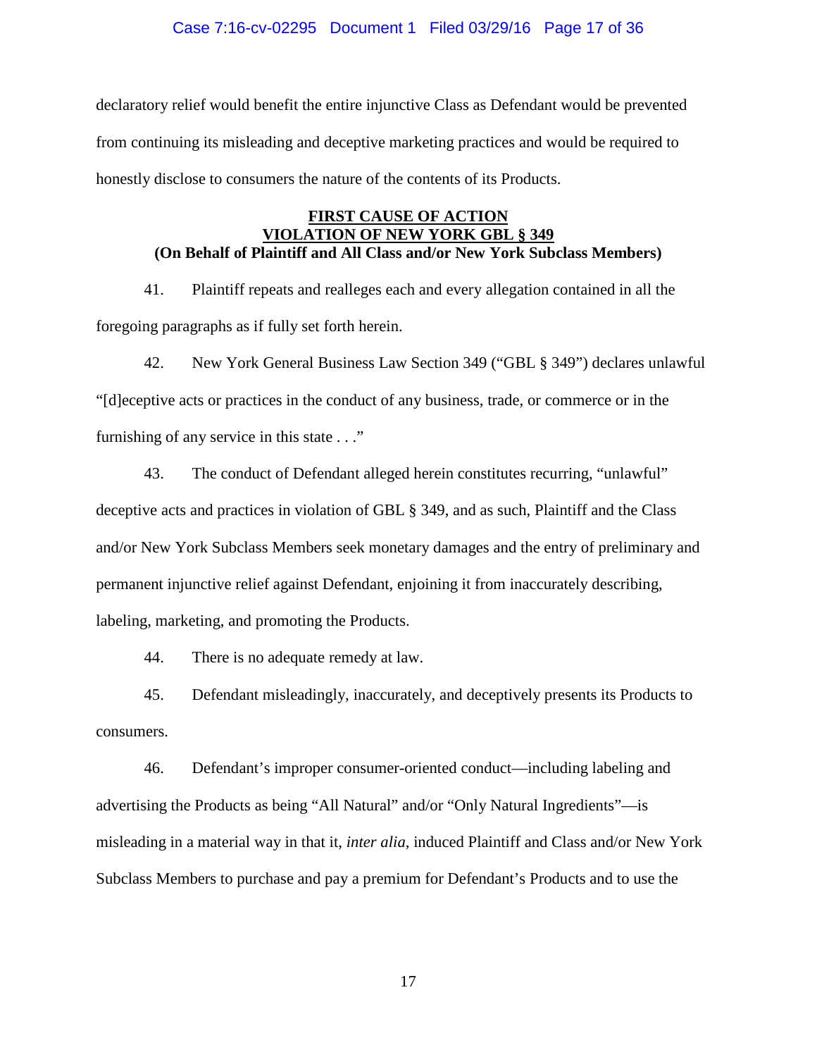declaratory relief would benefit the entire injunctive Class as Defendant would be prevented from continuing its misleading and deceptive marketing practices and would be required to honestly disclose to consumers the nature of the contents of its Products.

## FIRST CAUSE OF ACTION
## VIOLATION OF NEW YORK GBL § 349
**(On Behalf of Plaintiff and All Class and/or New York Subclass Members)**

41. Plaintiff repeats and realleges each and every allegation contained in all the foregoing paragraphs as if fully set forth herein.

42. New York General Business Law Section 349 ("GBL § 349") declares unlawful "[d]eceptive acts or practices in the conduct of any business, trade, or commerce or in the furnishing of any service in this state . . ."

43. The conduct of Defendant alleged herein constitutes recurring, "unlawful" deceptive acts and practices in violation of GBL § 349, and as such, Plaintiff and the Class and/or New York Subclass Members seek monetary damages and the entry of preliminary and permanent injunctive relief against Defendant, enjoining it from inaccurately describing, labeling, marketing, and promoting the Products.

44. There is no adequate remedy at law.

45. Defendant misleadingly, inaccurately, and deceptively presents its Products to consumers.

46. Defendant's improper consumer-oriented conduct—including labeling and advertising the Products as being "All Natural" and/or "Only Natural Ingredients"—is misleading in a material way in that it, *inter alia*, induced Plaintiff and Class and/or New York Subclass Members to purchase and pay a premium for Defendant's Products and to use the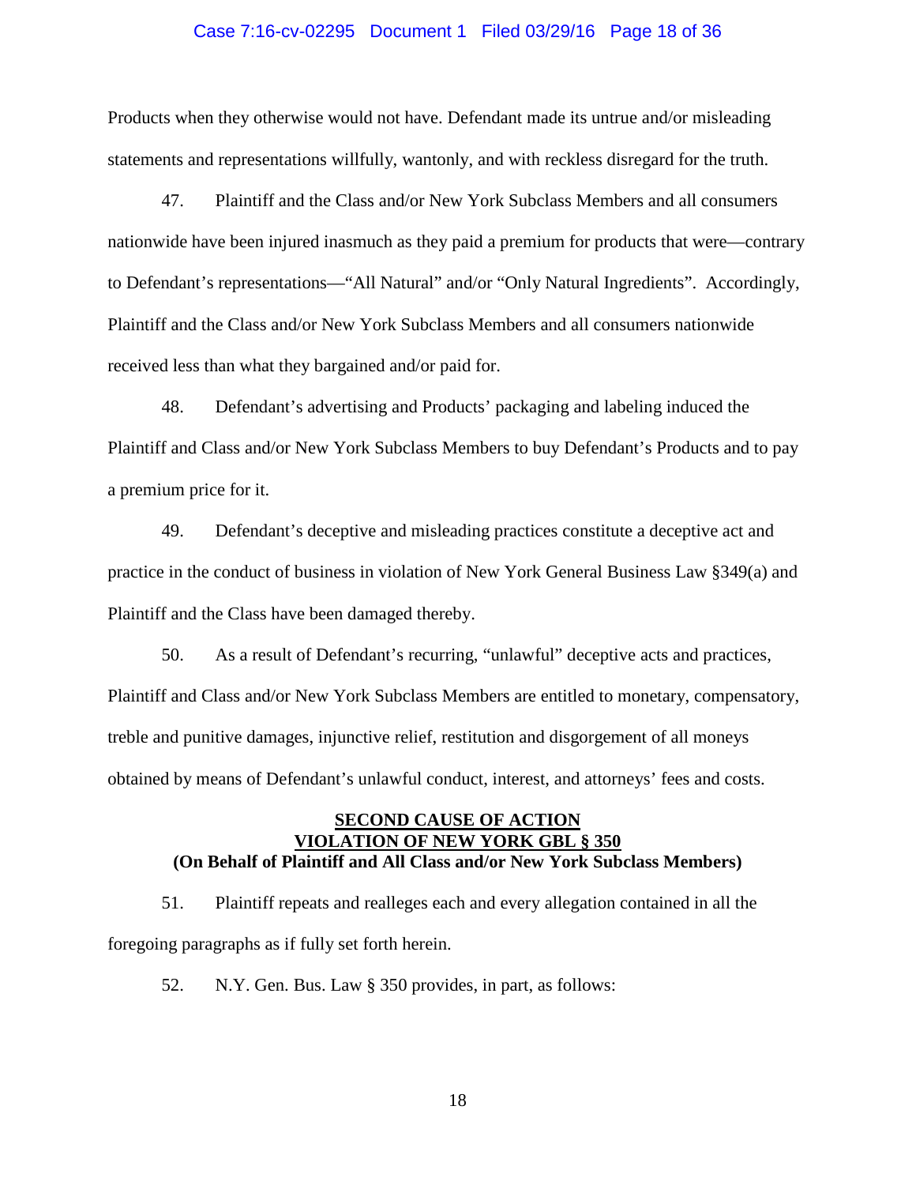Products when they otherwise would not have. Defendant made its untrue and/or misleading statements and representations willfully, wantonly, and with reckless disregard for the truth.

47. Plaintiff and the Class and/or New York Subclass Members and all consumers nationwide have been injured inasmuch as they paid a premium for products that were—contrary to Defendant's representations—"All Natural" and/or "Only Natural Ingredients". Accordingly, Plaintiff and the Class and/or New York Subclass Members and all consumers nationwide received less than what they bargained and/or paid for.

48. Defendant's advertising and Products' packaging and labeling induced the Plaintiff and Class and/or New York Subclass Members to buy Defendant's Products and to pay a premium price for it.

49. Defendant's deceptive and misleading practices constitute a deceptive act and practice in the conduct of business in violation of New York General Business Law §349(a) and Plaintiff and the Class have been damaged thereby.

50. As a result of Defendant's recurring, "unlawful" deceptive acts and practices, Plaintiff and Class and/or New York Subclass Members are entitled to monetary, compensatory, treble and punitive damages, injunctive relief, restitution and disgorgement of all moneys obtained by means of Defendant's unlawful conduct, interest, and attorneys' fees and costs.

**SECOND CAUSE OF ACTION**
**VIOLATION OF NEW YORK GBL § 350**
**(On Behalf of Plaintiff and All Class and/or New York Subclass Members)**

51. Plaintiff repeats and realleges each and every allegation contained in all the foregoing paragraphs as if fully set forth herein.

52. N.Y. Gen. Bus. Law § 350 provides, in part, as follows: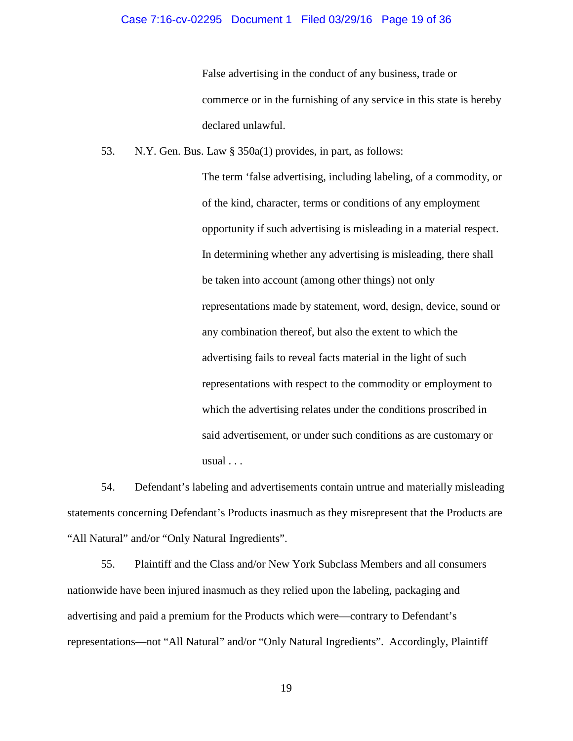> False advertising in the conduct of any business, trade or commerce or in the furnishing of any service in this state is hereby declared unlawful.

53. N.Y. Gen. Bus. Law § 350a(1) provides, in part, as follows:

> The term 'false advertising, including labeling, of a commodity, or of the kind, character, terms or conditions of any employment opportunity if such advertising is misleading in a material respect. In determining whether any advertising is misleading, there shall be taken into account (among other things) not only representations made by statement, word, design, device, sound or any combination thereof, but also the extent to which the advertising fails to reveal facts material in the light of such representations with respect to the commodity or employment to which the advertising relates under the conditions proscribed in said advertisement, or under such conditions as are customary or usual . . .

54. Defendant's labeling and advertisements contain untrue and materially misleading statements concerning Defendant's Products inasmuch as they misrepresent that the Products are "All Natural" and/or "Only Natural Ingredients".

55. Plaintiff and the Class and/or New York Subclass Members and all consumers nationwide have been injured inasmuch as they relied upon the labeling, packaging and advertising and paid a premium for the Products which were—contrary to Defendant's representations—not "All Natural" and/or "Only Natural Ingredients". Accordingly, Plaintiff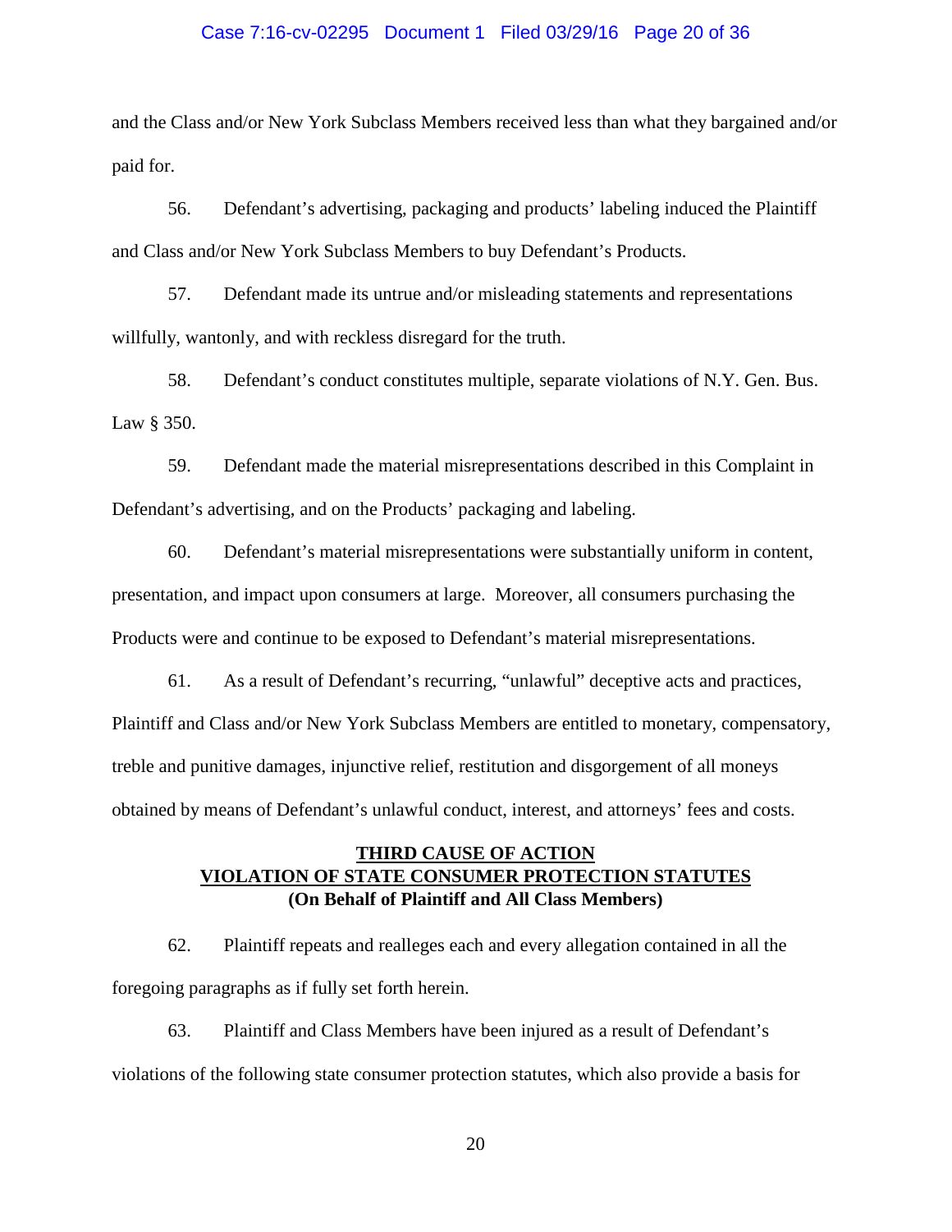and the Class and/or New York Subclass Members received less than what they bargained and/or paid for.

56. Defendant's advertising, packaging and products' labeling induced the Plaintiff and Class and/or New York Subclass Members to buy Defendant's Products.

57. Defendant made its untrue and/or misleading statements and representations willfully, wantonly, and with reckless disregard for the truth.

58. Defendant's conduct constitutes multiple, separate violations of N.Y. Gen. Bus. Law § 350.

59. Defendant made the material misrepresentations described in this Complaint in Defendant's advertising, and on the Products' packaging and labeling.

60. Defendant's material misrepresentations were substantially uniform in content, presentation, and impact upon consumers at large. Moreover, all consumers purchasing the Products were and continue to be exposed to Defendant's material misrepresentations.

61. As a result of Defendant's recurring, "unlawful" deceptive acts and practices, Plaintiff and Class and/or New York Subclass Members are entitled to monetary, compensatory, treble and punitive damages, injunctive relief, restitution and disgorgement of all moneys obtained by means of Defendant's unlawful conduct, interest, and attorneys' fees and costs.

## THIRD CAUSE OF ACTION
## VIOLATION OF STATE CONSUMER PROTECTION STATUTES
**(On Behalf of Plaintiff and All Class Members)**

62. Plaintiff repeats and realleges each and every allegation contained in all the foregoing paragraphs as if fully set forth herein.

63. Plaintiff and Class Members have been injured as a result of Defendant's violations of the following state consumer protection statutes, which also provide a basis for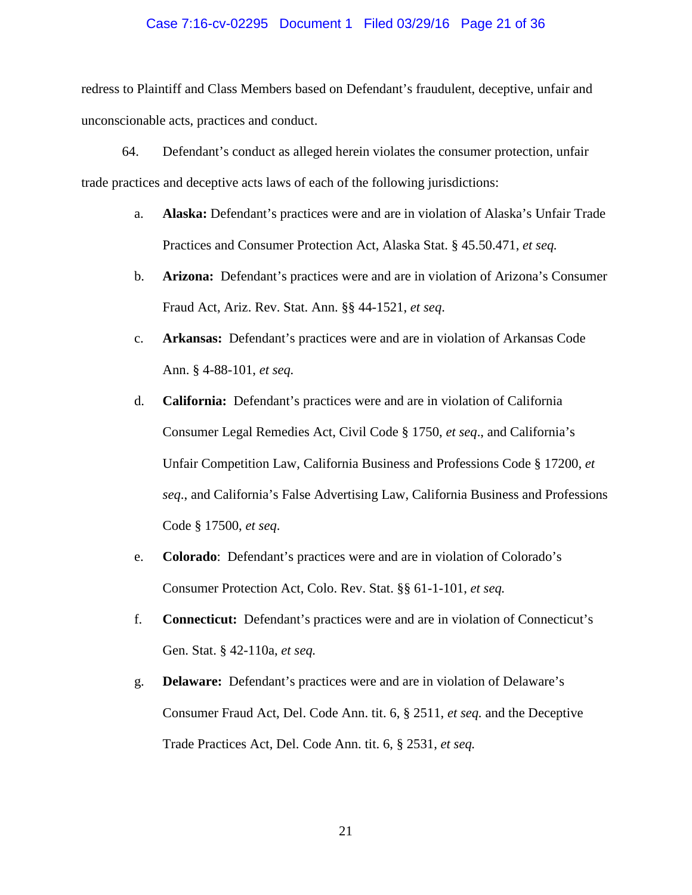redress to Plaintiff and Class Members based on Defendant's fraudulent, deceptive, unfair and unconscionable acts, practices and conduct.

64. Defendant's conduct as alleged herein violates the consumer protection, unfair trade practices and deceptive acts laws of each of the following jurisdictions:

a. **Alaska:** Defendant's practices were and are in violation of Alaska's Unfair Trade Practices and Consumer Protection Act, Alaska Stat. § 45.50.471, *et seq.*

b. **Arizona:** Defendant's practices were and are in violation of Arizona's Consumer Fraud Act, Ariz. Rev. Stat. Ann. §§ 44-1521, *et seq.*

c. **Arkansas:** Defendant's practices were and are in violation of Arkansas Code Ann. § 4-88-101, *et seq.*

d. **California:** Defendant's practices were and are in violation of California Consumer Legal Remedies Act, Civil Code § 1750, *et seq*., and California's Unfair Competition Law, California Business and Professions Code § 17200, *et seq*., and California's False Advertising Law, California Business and Professions Code § 17500, *et seq*.

e. **Colorado**: Defendant's practices were and are in violation of Colorado's Consumer Protection Act, Colo. Rev. Stat. §§ 61-1-101, *et seq.*

f. **Connecticut:** Defendant's practices were and are in violation of Connecticut's Gen. Stat. § 42-110a, *et seq.*

g. **Delaware:** Defendant's practices were and are in violation of Delaware's Consumer Fraud Act, Del. Code Ann. tit. 6, § 2511, *et seq.* and the Deceptive Trade Practices Act, Del. Code Ann. tit. 6, § 2531, *et seq.*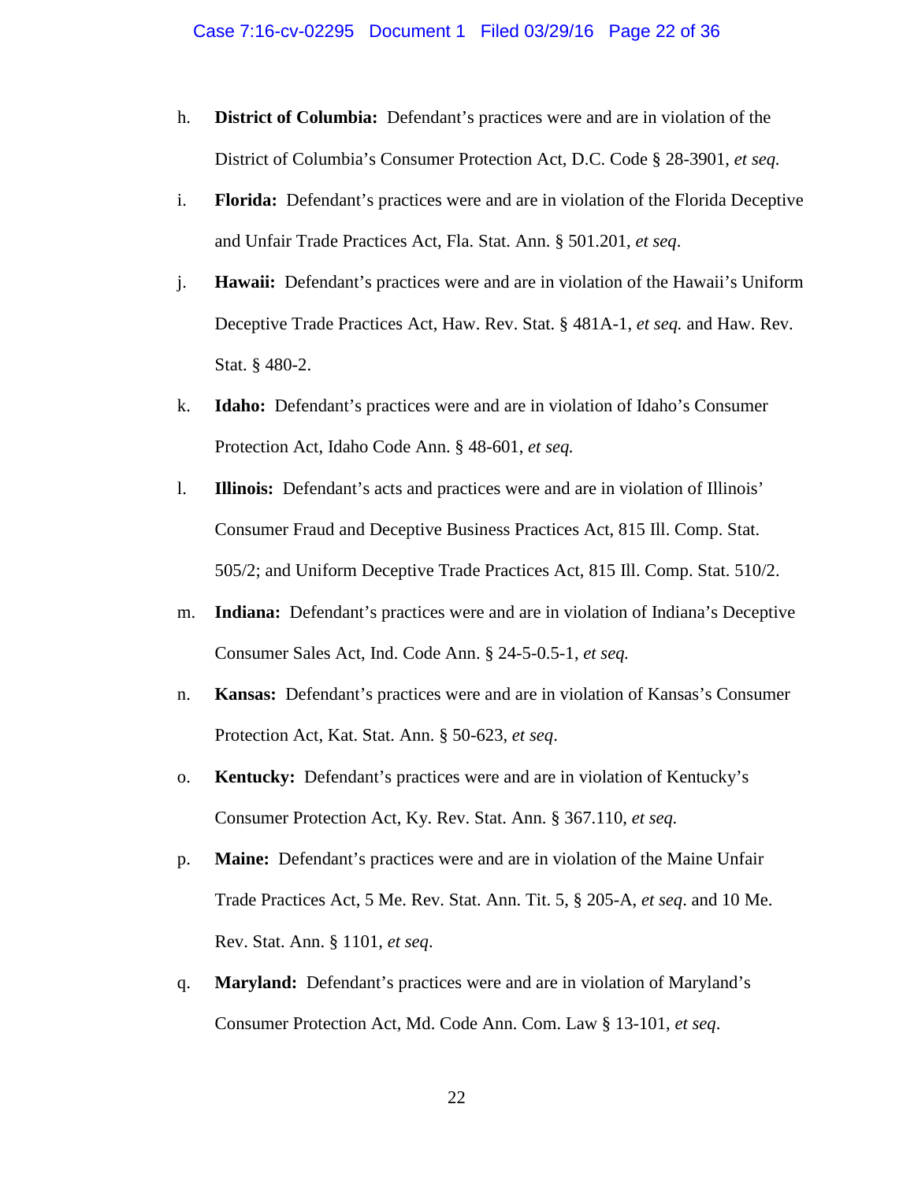h. **District of Columbia:** Defendant's practices were and are in violation of the District of Columbia's Consumer Protection Act, D.C. Code § 28-3901, *et seq.*

i. **Florida:** Defendant's practices were and are in violation of the Florida Deceptive and Unfair Trade Practices Act, Fla. Stat. Ann. § 501.201, *et seq*.

j. **Hawaii:** Defendant's practices were and are in violation of the Hawaii's Uniform Deceptive Trade Practices Act, Haw. Rev. Stat. § 481A-1, *et seq.* and Haw. Rev. Stat. § 480-2.

k. **Idaho:** Defendant's practices were and are in violation of Idaho's Consumer Protection Act, Idaho Code Ann. § 48-601, *et seq.*

l. **Illinois:** Defendant's acts and practices were and are in violation of Illinois' Consumer Fraud and Deceptive Business Practices Act, 815 Ill. Comp. Stat. 505/2; and Uniform Deceptive Trade Practices Act, 815 Ill. Comp. Stat. 510/2.

m. **Indiana:** Defendant's practices were and are in violation of Indiana's Deceptive Consumer Sales Act, Ind. Code Ann. § 24-5-0.5-1, *et seq.*

n. **Kansas:** Defendant's practices were and are in violation of Kansas's Consumer Protection Act, Kat. Stat. Ann. § 50-623, *et seq*.

o. **Kentucky:** Defendant's practices were and are in violation of Kentucky's Consumer Protection Act, Ky. Rev. Stat. Ann. § 367.110, *et seq.*

p. **Maine:** Defendant's practices were and are in violation of the Maine Unfair Trade Practices Act, 5 Me. Rev. Stat. Ann. Tit. 5, § 205-A, *et seq*. and 10 Me. Rev. Stat. Ann. § 1101, *et seq*.

q. **Maryland:** Defendant's practices were and are in violation of Maryland's Consumer Protection Act, Md. Code Ann. Com. Law § 13-101, *et seq*.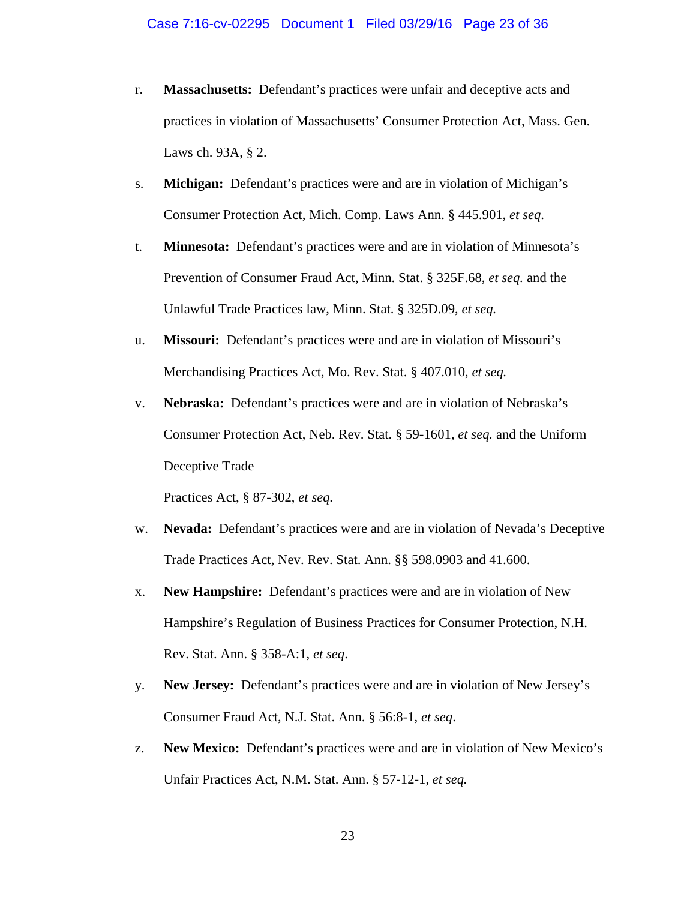r. **Massachusetts:** Defendant's practices were unfair and deceptive acts and practices in violation of Massachusetts' Consumer Protection Act, Mass. Gen. Laws ch. 93A, § 2.

s. **Michigan:** Defendant's practices were and are in violation of Michigan's Consumer Protection Act, Mich. Comp. Laws Ann. § 445.901, *et seq*.

t. **Minnesota:** Defendant's practices were and are in violation of Minnesota's Prevention of Consumer Fraud Act, Minn. Stat. § 325F.68, *et seq.* and the Unlawful Trade Practices law, Minn. Stat. § 325D.09, *et seq.*

u. **Missouri:** Defendant's practices were and are in violation of Missouri's Merchandising Practices Act, Mo. Rev. Stat. § 407.010, *et seq.*

v. **Nebraska:** Defendant's practices were and are in violation of Nebraska's Consumer Protection Act, Neb. Rev. Stat. § 59-1601, *et seq.* and the Uniform Deceptive Trade

Practices Act, § 87-302, *et seq.*

w. **Nevada:** Defendant's practices were and are in violation of Nevada's Deceptive Trade Practices Act, Nev. Rev. Stat. Ann. §§ 598.0903 and 41.600.

x. **New Hampshire:** Defendant's practices were and are in violation of New Hampshire's Regulation of Business Practices for Consumer Protection, N.H. Rev. Stat. Ann. § 358-A:1, *et seq*.

y. **New Jersey:** Defendant's practices were and are in violation of New Jersey's Consumer Fraud Act, N.J. Stat. Ann. § 56:8-1, *et seq*.

z. **New Mexico:** Defendant's practices were and are in violation of New Mexico's Unfair Practices Act, N.M. Stat. Ann. § 57-12-1, *et seq.*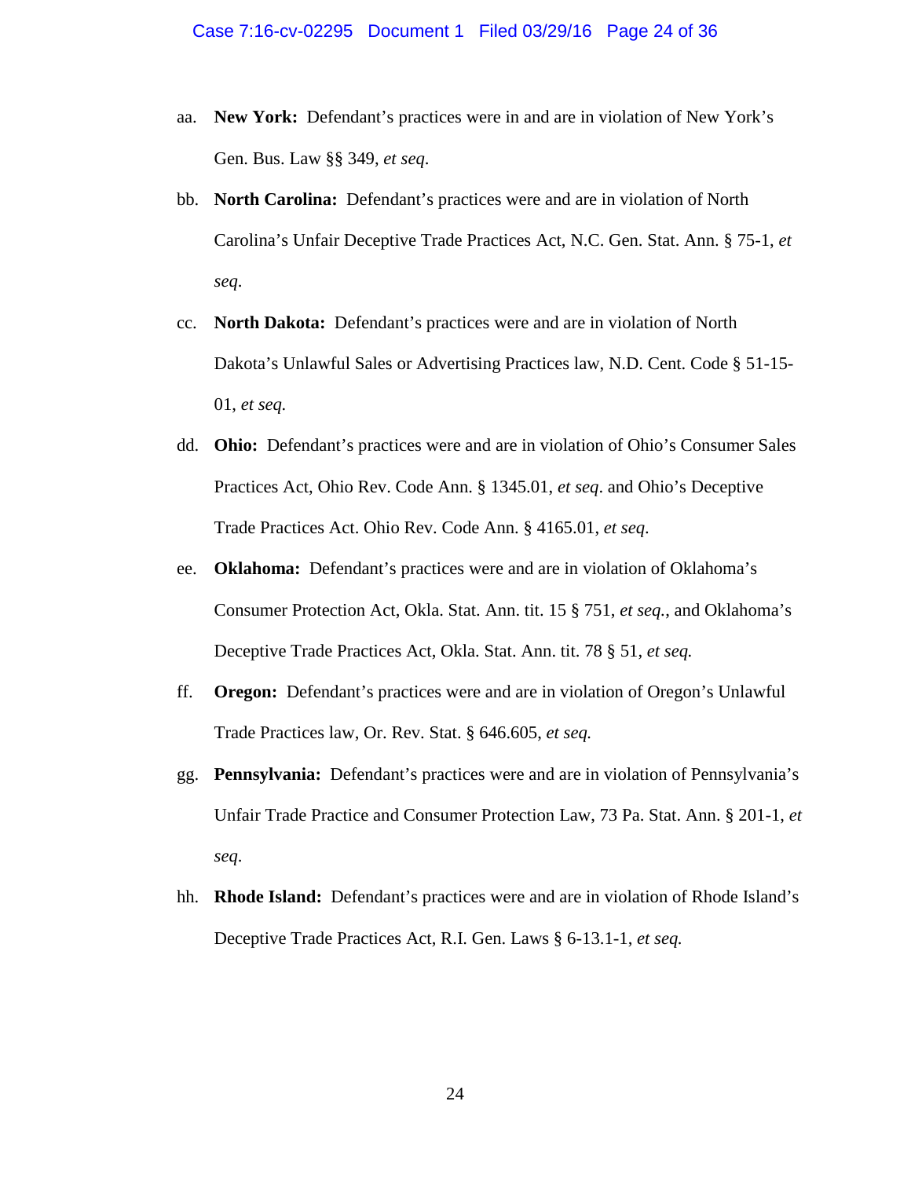aa. **New York:** Defendant's practices were in and are in violation of New York's Gen. Bus. Law §§ 349, *et seq*.

bb. **North Carolina:** Defendant's practices were and are in violation of North Carolina's Unfair Deceptive Trade Practices Act, N.C. Gen. Stat. Ann. § 75-1, *et seq*.

cc. **North Dakota:** Defendant's practices were and are in violation of North Dakota's Unlawful Sales or Advertising Practices law, N.D. Cent. Code § 51-15-01, *et seq.*

dd. **Ohio:** Defendant's practices were and are in violation of Ohio's Consumer Sales Practices Act, Ohio Rev. Code Ann. § 1345.01, *et seq*. and Ohio's Deceptive Trade Practices Act. Ohio Rev. Code Ann. § 4165.01, *et seq*.

ee. **Oklahoma:** Defendant's practices were and are in violation of Oklahoma's Consumer Protection Act, Okla. Stat. Ann. tit. 15 § 751, *et seq.*, and Oklahoma's Deceptive Trade Practices Act, Okla. Stat. Ann. tit. 78 § 51, *et seq.*

ff. **Oregon:** Defendant's practices were and are in violation of Oregon's Unlawful Trade Practices law, Or. Rev. Stat. § 646.605, *et seq.*

gg. **Pennsylvania:** Defendant's practices were and are in violation of Pennsylvania's Unfair Trade Practice and Consumer Protection Law, 73 Pa. Stat. Ann. § 201-1, *et seq*.

hh. **Rhode Island:** Defendant's practices were and are in violation of Rhode Island's Deceptive Trade Practices Act, R.I. Gen. Laws § 6-13.1-1, *et seq.*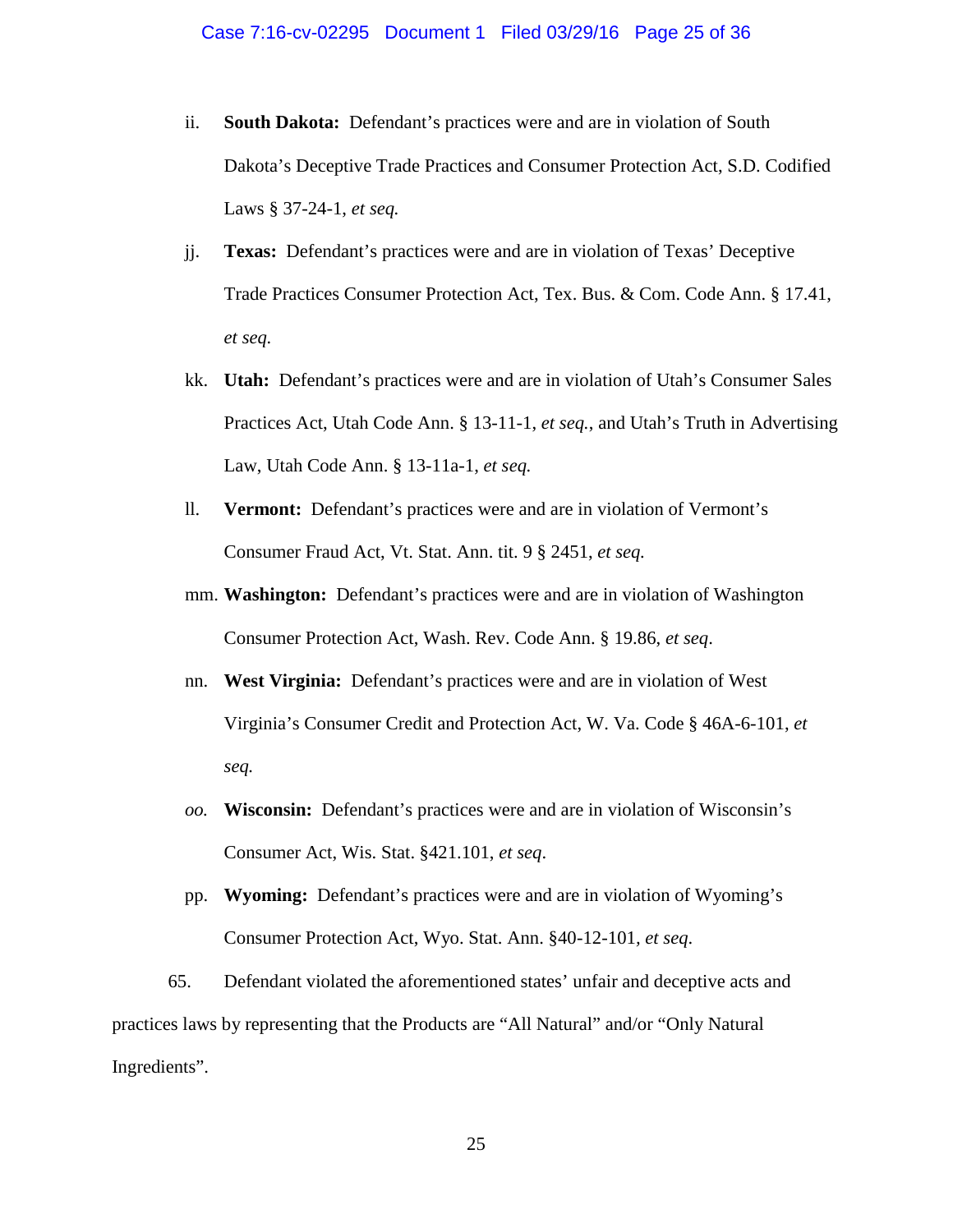ii. **South Dakota:** Defendant's practices were and are in violation of South Dakota's Deceptive Trade Practices and Consumer Protection Act, S.D. Codified Laws § 37-24-1, *et seq.*

jj. **Texas:** Defendant's practices were and are in violation of Texas' Deceptive Trade Practices Consumer Protection Act, Tex. Bus. & Com. Code Ann. § 17.41, *et seq.*

kk. **Utah:** Defendant's practices were and are in violation of Utah's Consumer Sales Practices Act, Utah Code Ann. § 13-11-1, *et seq.*, and Utah's Truth in Advertising Law, Utah Code Ann. § 13-11a-1, *et seq.*

ll. **Vermont:** Defendant's practices were and are in violation of Vermont's Consumer Fraud Act, Vt. Stat. Ann. tit. 9 § 2451, *et seq.*

mm. **Washington:** Defendant's practices were and are in violation of Washington Consumer Protection Act, Wash. Rev. Code Ann. § 19.86, *et seq*.

nn. **West Virginia:** Defendant's practices were and are in violation of West Virginia's Consumer Credit and Protection Act, W. Va. Code § 46A-6-101, *et seq.*

*oo.* **Wisconsin:** Defendant's practices were and are in violation of Wisconsin's Consumer Act, Wis. Stat. §421.101, *et seq*.

pp. **Wyoming:** Defendant's practices were and are in violation of Wyoming's Consumer Protection Act, Wyo. Stat. Ann. §40-12-101, *et seq.*

65. Defendant violated the aforementioned states' unfair and deceptive acts and practices laws by representing that the Products are "All Natural" and/or "Only Natural Ingredients".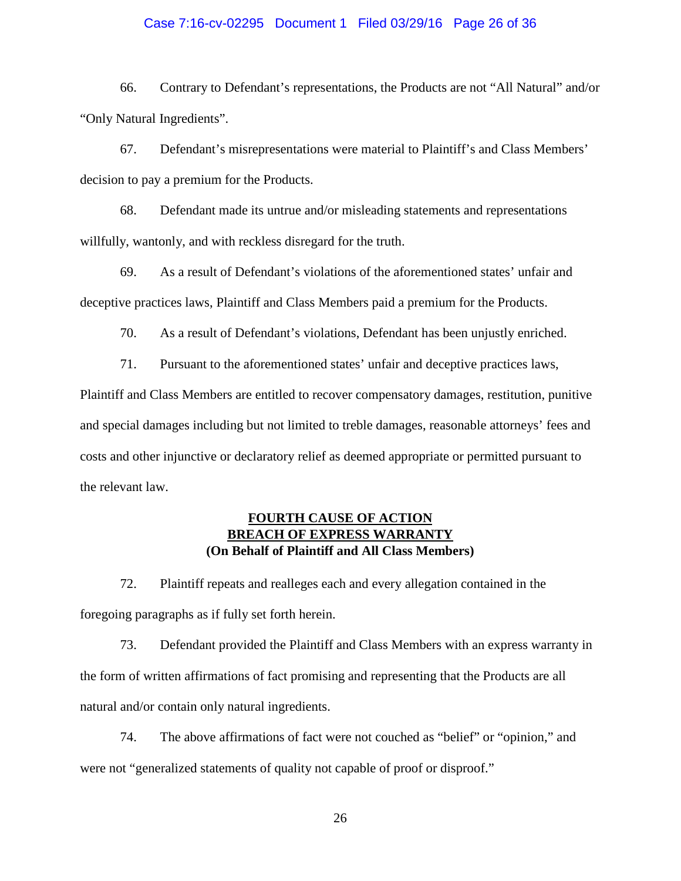66. Contrary to Defendant's representations, the Products are not "All Natural" and/or "Only Natural Ingredients".

67. Defendant's misrepresentations were material to Plaintiff's and Class Members' decision to pay a premium for the Products.

68. Defendant made its untrue and/or misleading statements and representations willfully, wantonly, and with reckless disregard for the truth.

69. As a result of Defendant's violations of the aforementioned states' unfair and deceptive practices laws, Plaintiff and Class Members paid a premium for the Products.

70. As a result of Defendant's violations, Defendant has been unjustly enriched.

71. Pursuant to the aforementioned states' unfair and deceptive practices laws, Plaintiff and Class Members are entitled to recover compensatory damages, restitution, punitive and special damages including but not limited to treble damages, reasonable attorneys' fees and costs and other injunctive or declaratory relief as deemed appropriate or permitted pursuant to the relevant law.

## FOURTH CAUSE OF ACTION
## BREACH OF EXPRESS WARRANTY
**(On Behalf of Plaintiff and All Class Members)**

72. Plaintiff repeats and realleges each and every allegation contained in the foregoing paragraphs as if fully set forth herein.

73. Defendant provided the Plaintiff and Class Members with an express warranty in the form of written affirmations of fact promising and representing that the Products are all natural and/or contain only natural ingredients.

74. The above affirmations of fact were not couched as "belief" or "opinion," and were not "generalized statements of quality not capable of proof or disproof."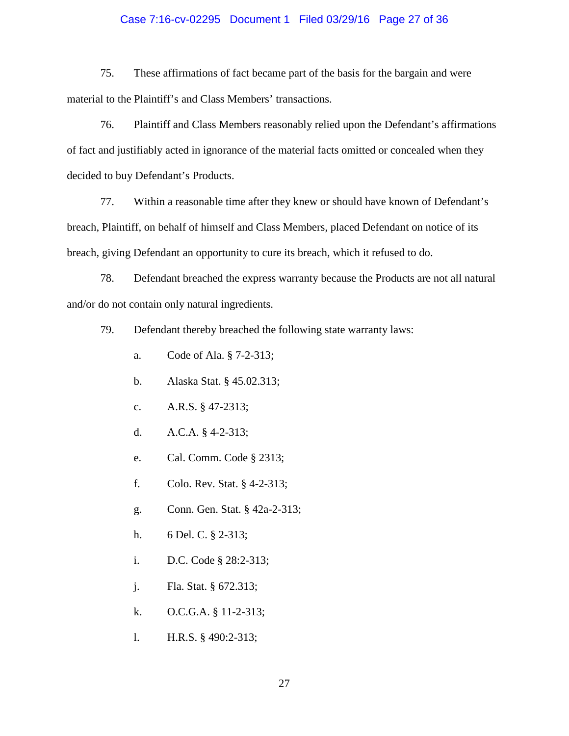75. These affirmations of fact became part of the basis for the bargain and were material to the Plaintiff's and Class Members' transactions.

76. Plaintiff and Class Members reasonably relied upon the Defendant's affirmations of fact and justifiably acted in ignorance of the material facts omitted or concealed when they decided to buy Defendant's Products.

77. Within a reasonable time after they knew or should have known of Defendant's breach, Plaintiff, on behalf of himself and Class Members, placed Defendant on notice of its breach, giving Defendant an opportunity to cure its breach, which it refused to do.

78. Defendant breached the express warranty because the Products are not all natural and/or do not contain only natural ingredients.

79. Defendant thereby breached the following state warranty laws:

a. Code of Ala. § 7-2-313;

b. Alaska Stat. § 45.02.313;

c. A.R.S. § 47-2313;

d. A.C.A. § 4-2-313;

e. Cal. Comm. Code § 2313;

f. Colo. Rev. Stat. § 4-2-313;

g. Conn. Gen. Stat. § 42a-2-313;

h. 6 Del. C. § 2-313;

i. D.C. Code § 28:2-313;

j. Fla. Stat. § 672.313;

k. O.C.G.A. § 11-2-313;

l. H.R.S. § 490:2-313;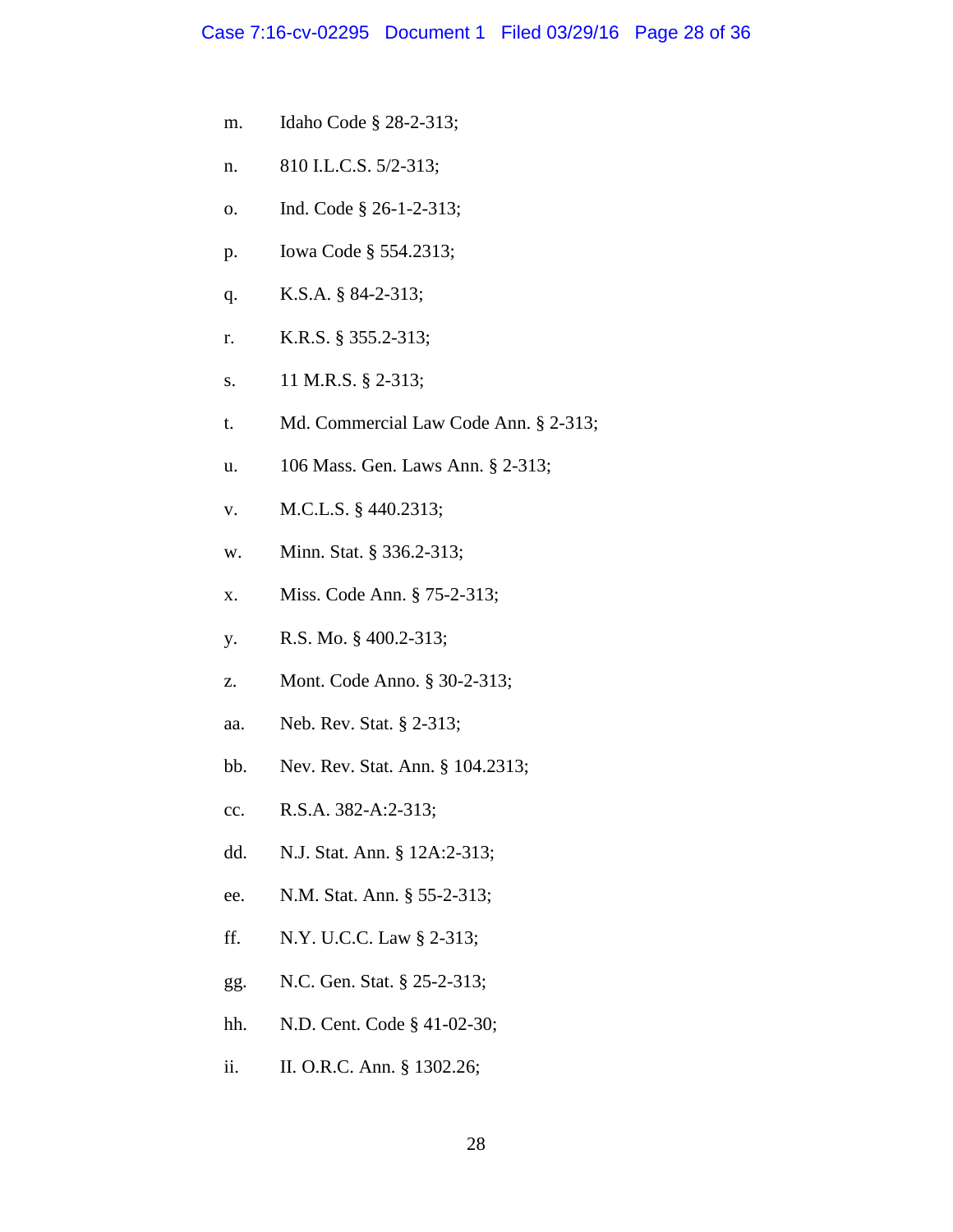m. Idaho Code § 28-2-313;

n. 810 I.L.C.S. 5/2-313;

o. Ind. Code § 26-1-2-313;

p. Iowa Code § 554.2313;

q. K.S.A. § 84-2-313;

r. K.R.S. § 355.2-313;

s. 11 M.R.S. § 2-313;

t. Md. Commercial Law Code Ann. § 2-313;

u. 106 Mass. Gen. Laws Ann. § 2-313;

v. M.C.L.S. § 440.2313;

w. Minn. Stat. § 336.2-313;

x. Miss. Code Ann. § 75-2-313;

y. R.S. Mo. § 400.2-313;

z. Mont. Code Anno. § 30-2-313;

aa. Neb. Rev. Stat. § 2-313;

bb. Nev. Rev. Stat. Ann. § 104.2313;

cc. R.S.A. 382-A:2-313;

dd. N.J. Stat. Ann. § 12A:2-313;

ee. N.M. Stat. Ann. § 55-2-313;

ff. N.Y. U.C.C. Law § 2-313;

gg. N.C. Gen. Stat. § 25-2-313;

hh. N.D. Cent. Code § 41-02-30;

ii. II. O.R.C. Ann. § 1302.26;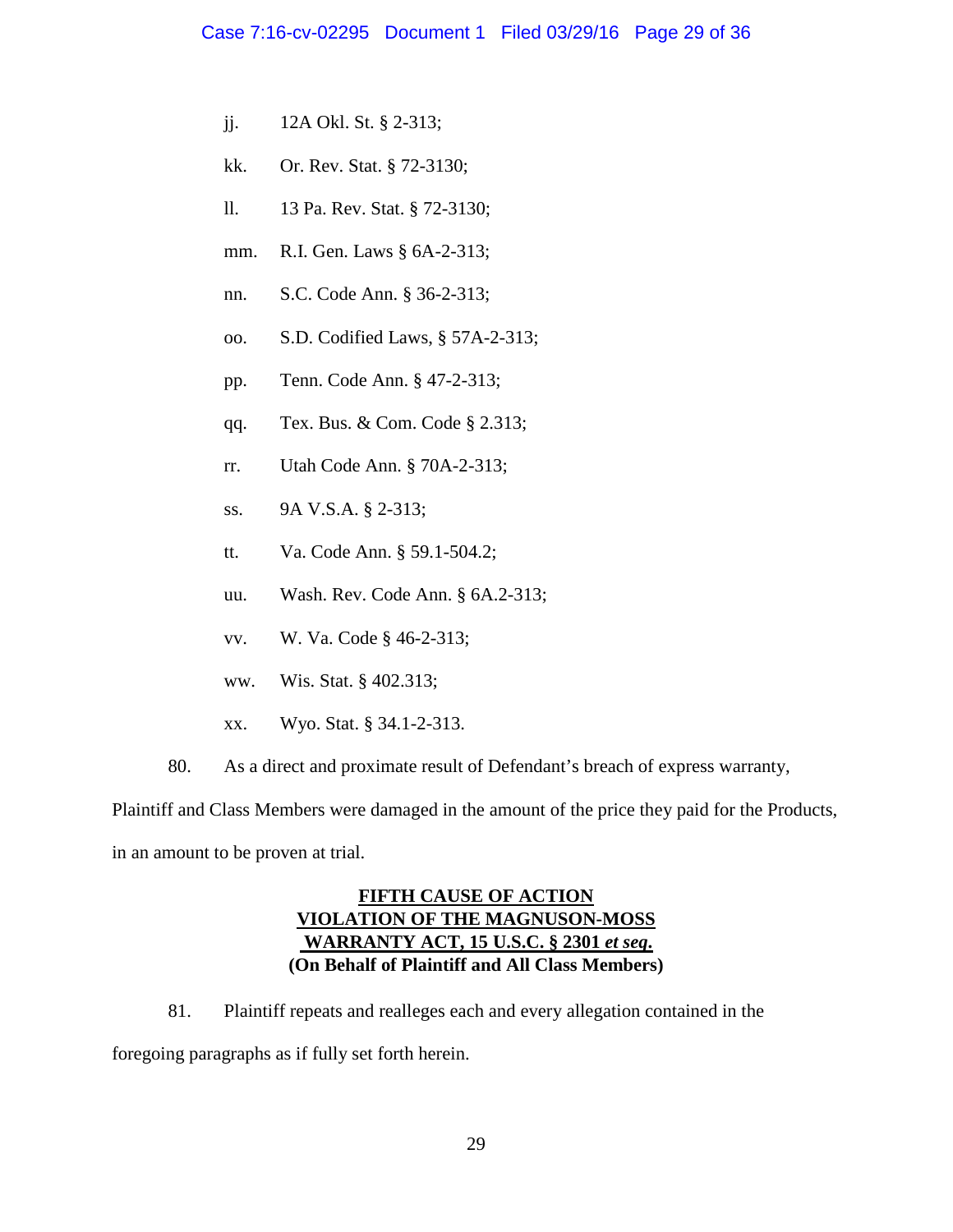jj. 12A Okl. St. § 2-313;

kk. Or. Rev. Stat. § 72-3130;

ll. 13 Pa. Rev. Stat. § 72-3130;

mm. R.I. Gen. Laws § 6A-2-313;

nn. S.C. Code Ann. § 36-2-313;

oo. S.D. Codified Laws, § 57A-2-313;

pp. Tenn. Code Ann. § 47-2-313;

qq. Tex. Bus. & Com. Code § 2.313;

rr. Utah Code Ann. § 70A-2-313;

ss. 9A V.S.A. § 2-313;

tt. Va. Code Ann. § 59.1-504.2;

uu. Wash. Rev. Code Ann. § 6A.2-313;

vv. W. Va. Code § 46-2-313;

ww. Wis. Stat. § 402.313;

xx. Wyo. Stat. § 34.1-2-313.

80. As a direct and proximate result of Defendant's breach of express warranty, Plaintiff and Class Members were damaged in the amount of the price they paid for the Products, in an amount to be proven at trial.

**FIFTH CAUSE OF ACTION**
**VIOLATION OF THE MAGNUSON-MOSS**
**WARRANTY ACT, 15 U.S.C. § 2301 *et seq.***
**(On Behalf of Plaintiff and All Class Members)**

81. Plaintiff repeats and realleges each and every allegation contained in the foregoing paragraphs as if fully set forth herein.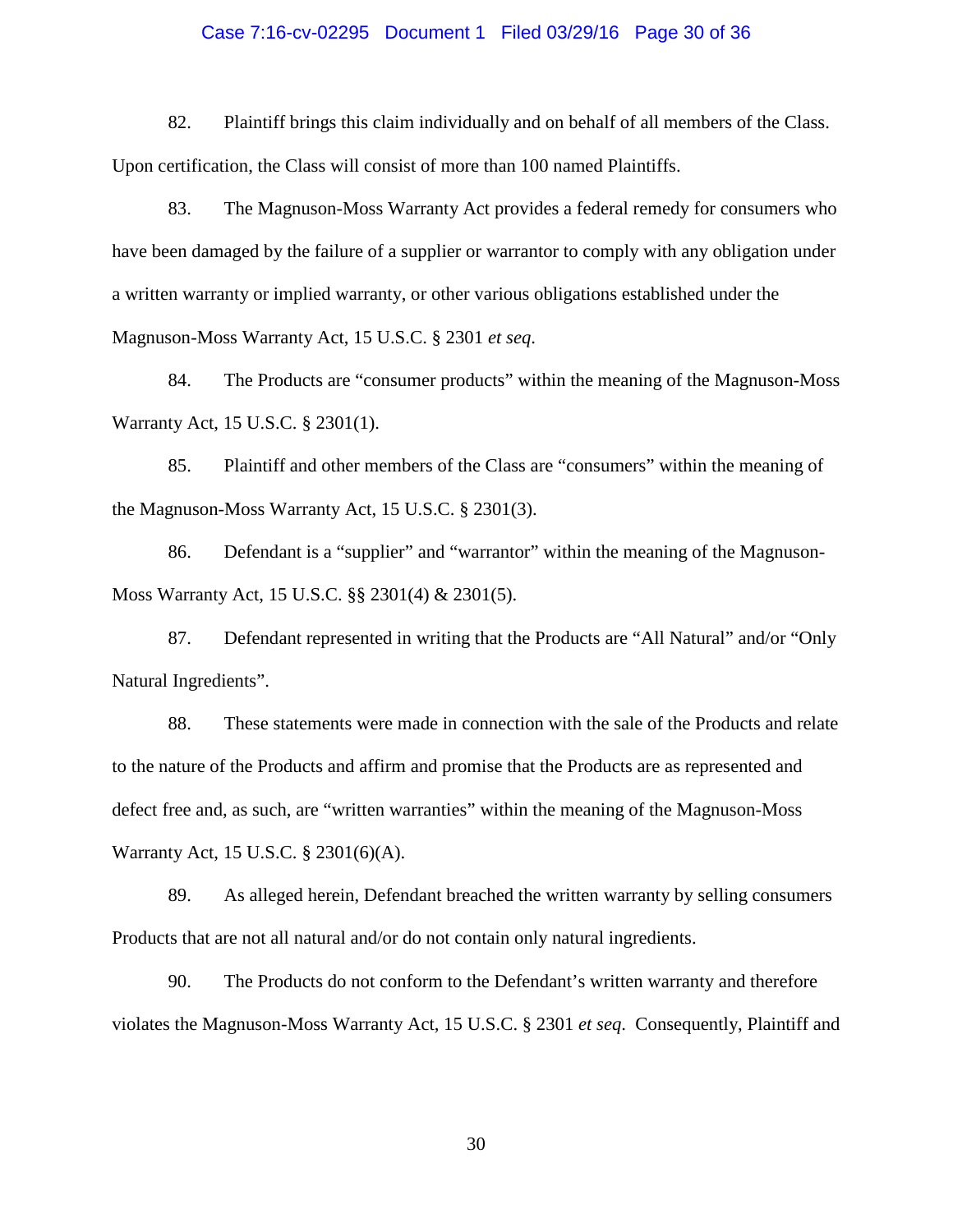82. Plaintiff brings this claim individually and on behalf of all members of the Class. Upon certification, the Class will consist of more than 100 named Plaintiffs.

83. The Magnuson-Moss Warranty Act provides a federal remedy for consumers who have been damaged by the failure of a supplier or warrantor to comply with any obligation under a written warranty or implied warranty, or other various obligations established under the Magnuson-Moss Warranty Act, 15 U.S.C. § 2301 *et seq.*

84. The Products are "consumer products" within the meaning of the Magnuson-Moss Warranty Act, 15 U.S.C. § 2301(1).

85. Plaintiff and other members of the Class are "consumers" within the meaning of the Magnuson-Moss Warranty Act, 15 U.S.C. § 2301(3).

86. Defendant is a "supplier" and "warrantor" within the meaning of the Magnuson-Moss Warranty Act, 15 U.S.C. §§ 2301(4) & 2301(5).

87. Defendant represented in writing that the Products are "All Natural" and/or "Only Natural Ingredients".

88. These statements were made in connection with the sale of the Products and relate to the nature of the Products and affirm and promise that the Products are as represented and defect free and, as such, are "written warranties" within the meaning of the Magnuson-Moss Warranty Act, 15 U.S.C. § 2301(6)(A).

89. As alleged herein, Defendant breached the written warranty by selling consumers Products that are not all natural and/or do not contain only natural ingredients.

90. The Products do not conform to the Defendant's written warranty and therefore violates the Magnuson-Moss Warranty Act, 15 U.S.C. § 2301 *et seq*. Consequently, Plaintiff and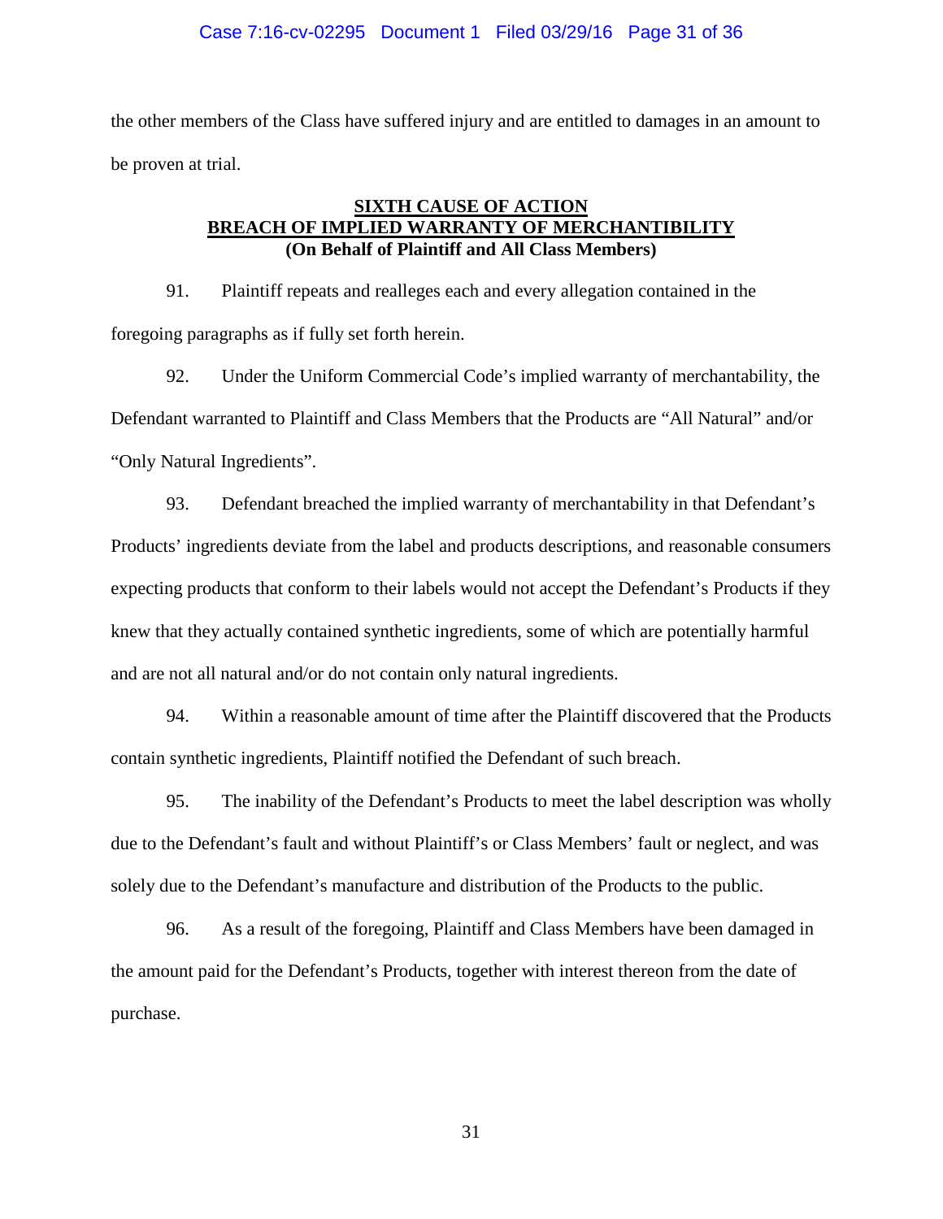the other members of the Class have suffered injury and are entitled to damages in an amount to be proven at trial.

## SIXTH CAUSE OF ACTION
## BREACH OF IMPLIED WARRANTY OF MERCHANTIBILITY
**(On Behalf of Plaintiff and All Class Members)**

91. Plaintiff repeats and realleges each and every allegation contained in the foregoing paragraphs as if fully set forth herein.

92. Under the Uniform Commercial Code's implied warranty of merchantability, the Defendant warranted to Plaintiff and Class Members that the Products are "All Natural" and/or "Only Natural Ingredients".

93. Defendant breached the implied warranty of merchantability in that Defendant's Products' ingredients deviate from the label and products descriptions, and reasonable consumers expecting products that conform to their labels would not accept the Defendant's Products if they knew that they actually contained synthetic ingredients, some of which are potentially harmful and are not all natural and/or do not contain only natural ingredients.

94. Within a reasonable amount of time after the Plaintiff discovered that the Products contain synthetic ingredients, Plaintiff notified the Defendant of such breach.

95. The inability of the Defendant's Products to meet the label description was wholly due to the Defendant's fault and without Plaintiff's or Class Members' fault or neglect, and was solely due to the Defendant's manufacture and distribution of the Products to the public.

96. As a result of the foregoing, Plaintiff and Class Members have been damaged in the amount paid for the Defendant's Products, together with interest thereon from the date of purchase.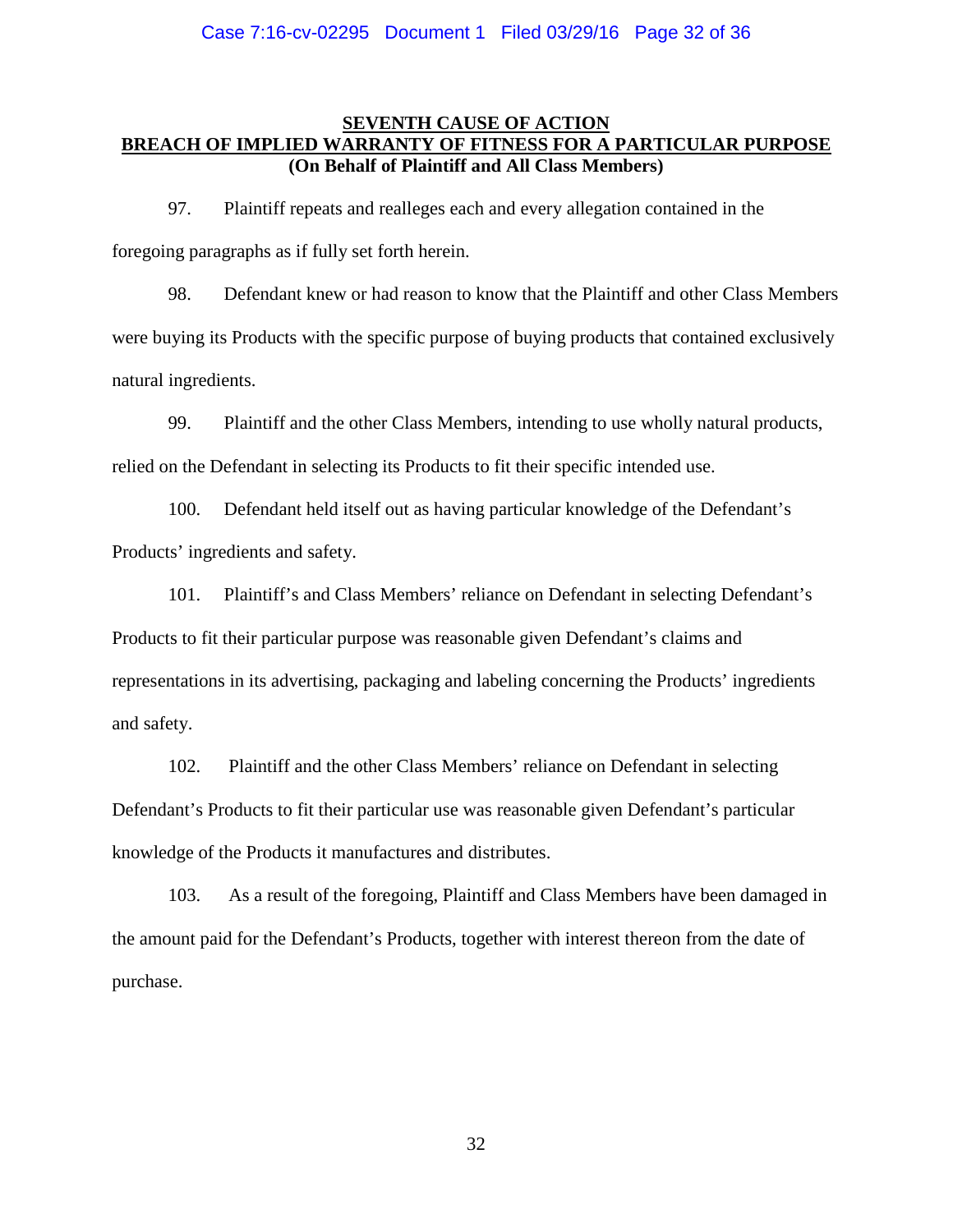## SEVENTH CAUSE OF ACTION
## BREACH OF IMPLIED WARRANTY OF FITNESS FOR A PARTICULAR PURPOSE
**(On Behalf of Plaintiff and All Class Members)**

97. Plaintiff repeats and realleges each and every allegation contained in the foregoing paragraphs as if fully set forth herein.

98. Defendant knew or had reason to know that the Plaintiff and other Class Members were buying its Products with the specific purpose of buying products that contained exclusively natural ingredients.

99. Plaintiff and the other Class Members, intending to use wholly natural products, relied on the Defendant in selecting its Products to fit their specific intended use.

100. Defendant held itself out as having particular knowledge of the Defendant's Products' ingredients and safety.

101. Plaintiff's and Class Members' reliance on Defendant in selecting Defendant's Products to fit their particular purpose was reasonable given Defendant's claims and representations in its advertising, packaging and labeling concerning the Products' ingredients and safety.

102. Plaintiff and the other Class Members' reliance on Defendant in selecting Defendant's Products to fit their particular use was reasonable given Defendant's particular knowledge of the Products it manufactures and distributes.

103. As a result of the foregoing, Plaintiff and Class Members have been damaged in the amount paid for the Defendant's Products, together with interest thereon from the date of purchase.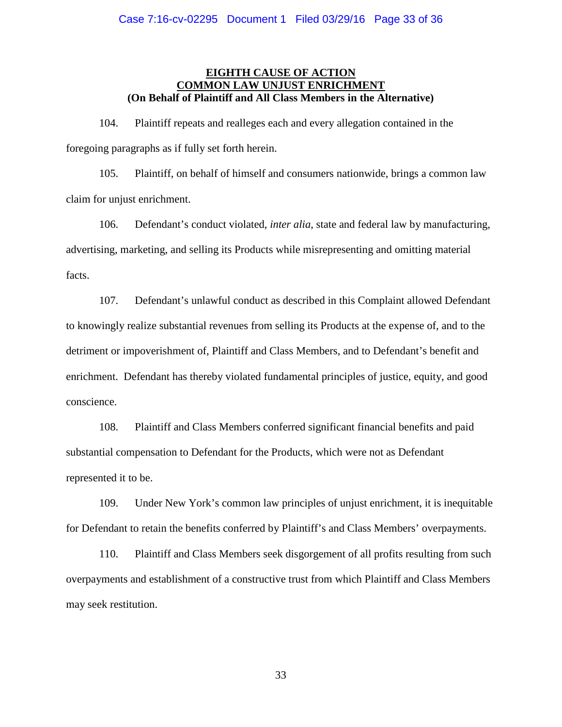## EIGHTH CAUSE OF ACTION
## COMMON LAW UNJUST ENRICHMENT
**(On Behalf of Plaintiff and All Class Members in the Alternative)**

104. Plaintiff repeats and realleges each and every allegation contained in the foregoing paragraphs as if fully set forth herein.

105. Plaintiff, on behalf of himself and consumers nationwide, brings a common law claim for unjust enrichment.

106. Defendant's conduct violated, *inter alia*, state and federal law by manufacturing, advertising, marketing, and selling its Products while misrepresenting and omitting material facts.

107. Defendant's unlawful conduct as described in this Complaint allowed Defendant to knowingly realize substantial revenues from selling its Products at the expense of, and to the detriment or impoverishment of, Plaintiff and Class Members, and to Defendant's benefit and enrichment. Defendant has thereby violated fundamental principles of justice, equity, and good conscience.

108. Plaintiff and Class Members conferred significant financial benefits and paid substantial compensation to Defendant for the Products, which were not as Defendant represented it to be.

109. Under New York's common law principles of unjust enrichment, it is inequitable for Defendant to retain the benefits conferred by Plaintiff's and Class Members' overpayments.

110. Plaintiff and Class Members seek disgorgement of all profits resulting from such overpayments and establishment of a constructive trust from which Plaintiff and Class Members may seek restitution.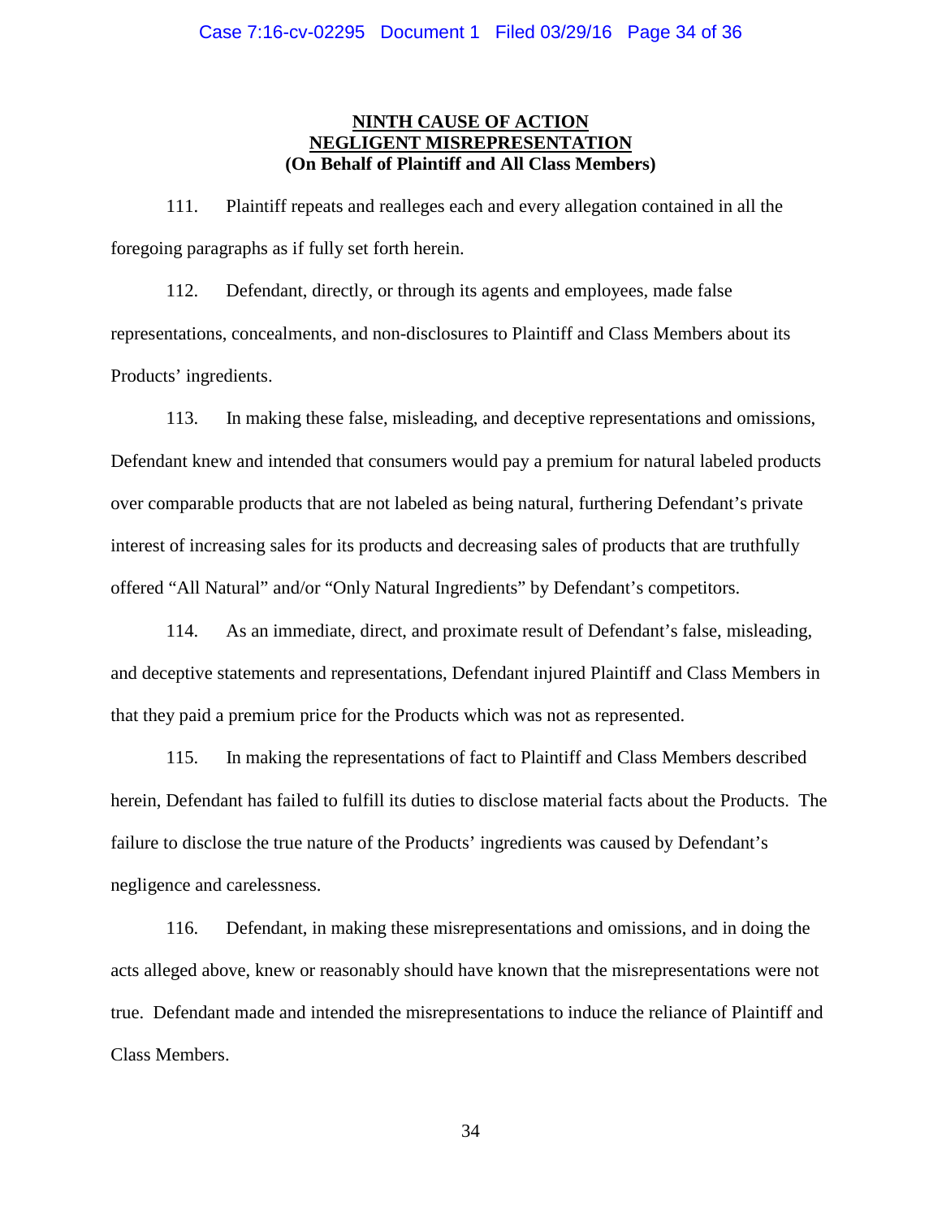**NINTH CAUSE OF ACTION**
**NEGLIGENT MISREPRESENTATION**
**(On Behalf of Plaintiff and All Class Members)**

111. Plaintiff repeats and realleges each and every allegation contained in all the foregoing paragraphs as if fully set forth herein.

112. Defendant, directly, or through its agents and employees, made false representations, concealments, and non-disclosures to Plaintiff and Class Members about its Products' ingredients.

113. In making these false, misleading, and deceptive representations and omissions, Defendant knew and intended that consumers would pay a premium for natural labeled products over comparable products that are not labeled as being natural, furthering Defendant's private interest of increasing sales for its products and decreasing sales of products that are truthfully offered "All Natural" and/or "Only Natural Ingredients" by Defendant's competitors.

114. As an immediate, direct, and proximate result of Defendant's false, misleading, and deceptive statements and representations, Defendant injured Plaintiff and Class Members in that they paid a premium price for the Products which was not as represented.

115. In making the representations of fact to Plaintiff and Class Members described herein, Defendant has failed to fulfill its duties to disclose material facts about the Products. The failure to disclose the true nature of the Products' ingredients was caused by Defendant's negligence and carelessness.

116. Defendant, in making these misrepresentations and omissions, and in doing the acts alleged above, knew or reasonably should have known that the misrepresentations were not true. Defendant made and intended the misrepresentations to induce the reliance of Plaintiff and Class Members.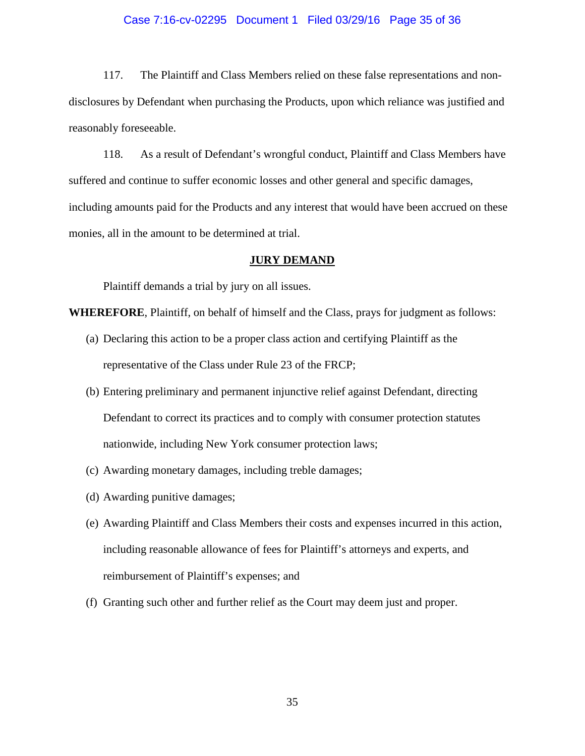117. The Plaintiff and Class Members relied on these false representations and non-disclosures by Defendant when purchasing the Products, upon which reliance was justified and reasonably foreseeable.

118. As a result of Defendant's wrongful conduct, Plaintiff and Class Members have suffered and continue to suffer economic losses and other general and specific damages, including amounts paid for the Products and any interest that would have been accrued on these monies, all in the amount to be determined at trial.

## JURY DEMAND

Plaintiff demands a trial by jury on all issues.

**WHEREFORE**, Plaintiff, on behalf of himself and the Class, prays for judgment as follows:

(a) Declaring this action to be a proper class action and certifying Plaintiff as the representative of the Class under Rule 23 of the FRCP;

(b) Entering preliminary and permanent injunctive relief against Defendant, directing Defendant to correct its practices and to comply with consumer protection statutes nationwide, including New York consumer protection laws;

(c) Awarding monetary damages, including treble damages;

(d) Awarding punitive damages;

(e) Awarding Plaintiff and Class Members their costs and expenses incurred in this action, including reasonable allowance of fees for Plaintiff's attorneys and experts, and reimbursement of Plaintiff's expenses; and

(f) Granting such other and further relief as the Court may deem just and proper.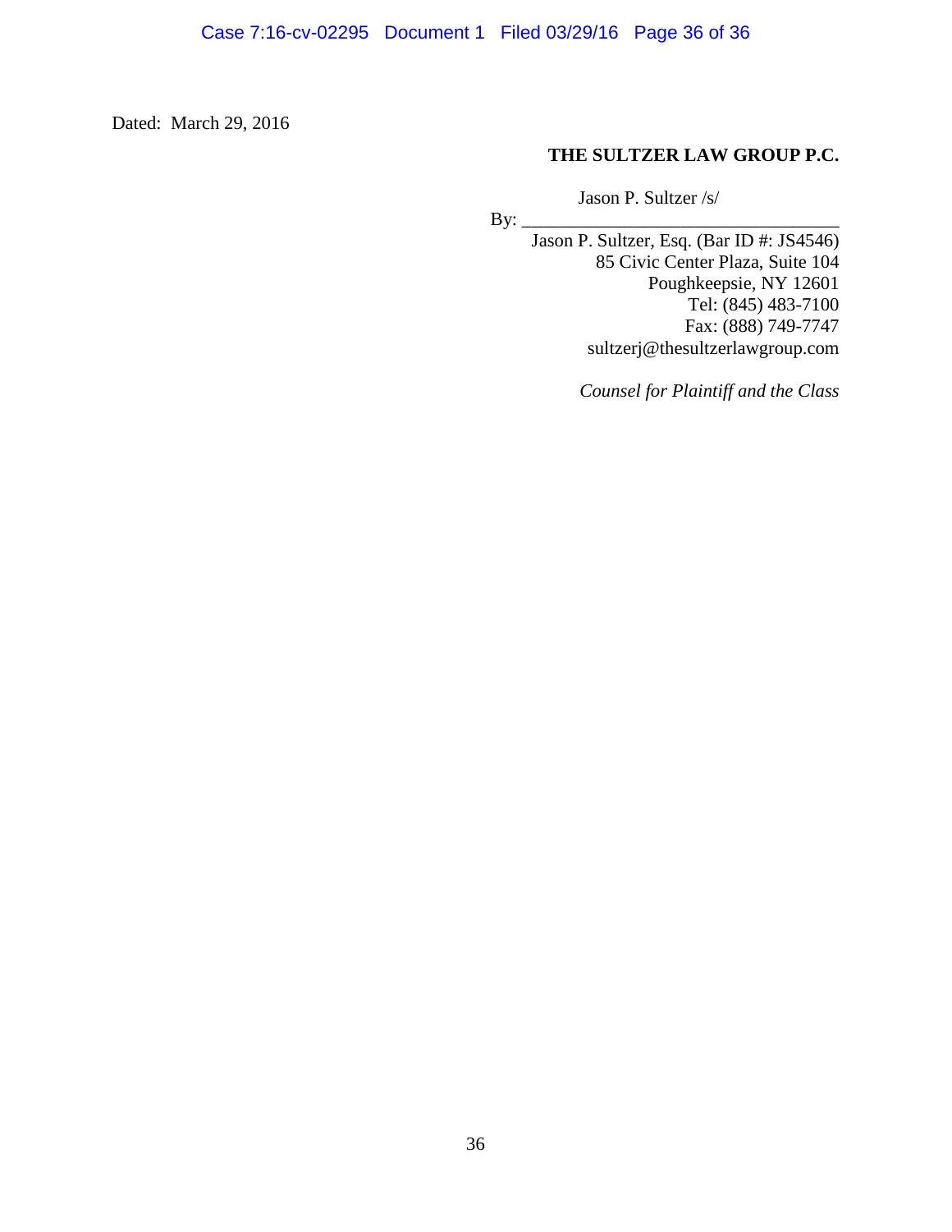Dated: March 29, 2016

**THE SULTZER LAW GROUP P.C.**

Jason P. Sultzer /s/

By: ___________________________________

Jason P. Sultzer, Esq. (Bar ID #: JS4546)
85 Civic Center Plaza, Suite 104
Poughkeepsie, NY 12601
Tel: (845) 483-7100
Fax: (888) 749-7747
sultzerj@thesultzerlawgroup.com

*Counsel for Plaintiff and the Class*